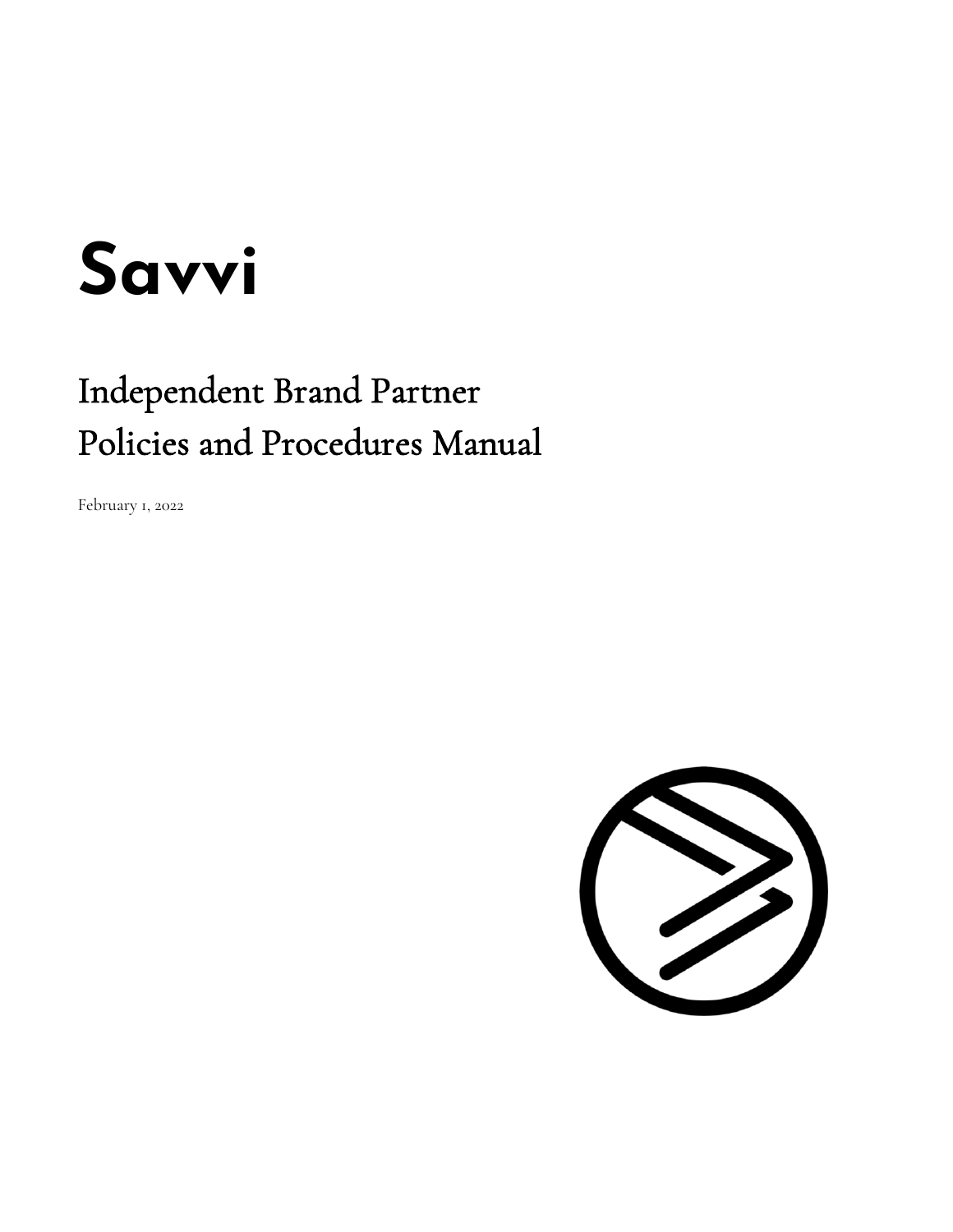# Savvi

## Independent Brand Partner Policies and Procedures Manual

February 1, 2022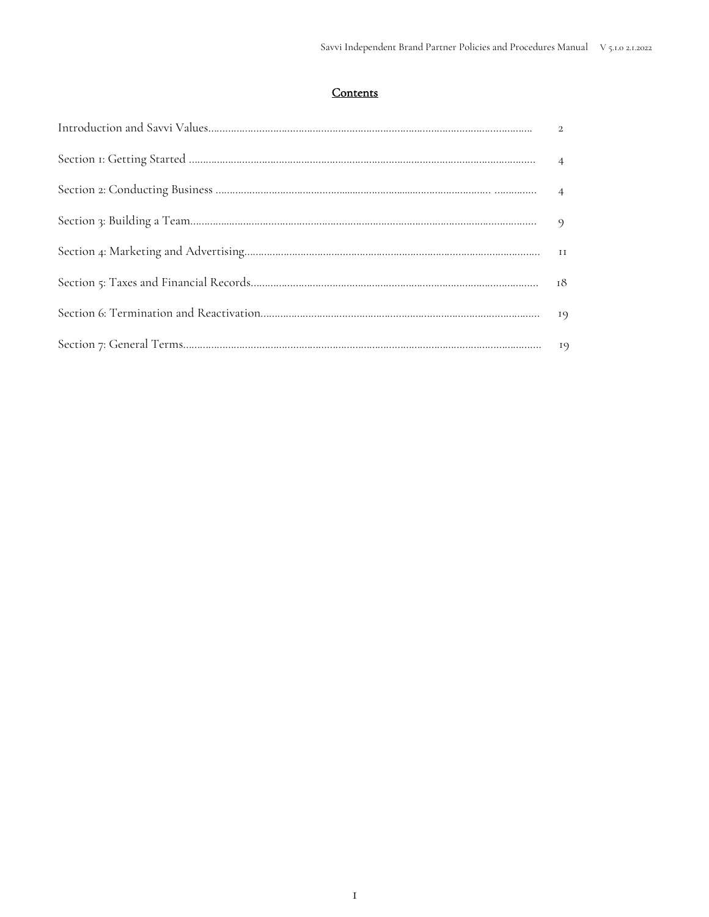## Contents

| | |
|---|---|
| Introduction and Savvi Values | 2 |
| Section 1: Getting Started | 4 |
| Section 2: Conducting Business | 4 |
| Section 3: Building a Team | 9 |
| Section 4: Marketing and Advertising | 11 |
| Section 5: Taxes and Financial Records | 18 |
| Section 6: Termination and Reactivation | 19 |
| Section 7: General Terms | 19 |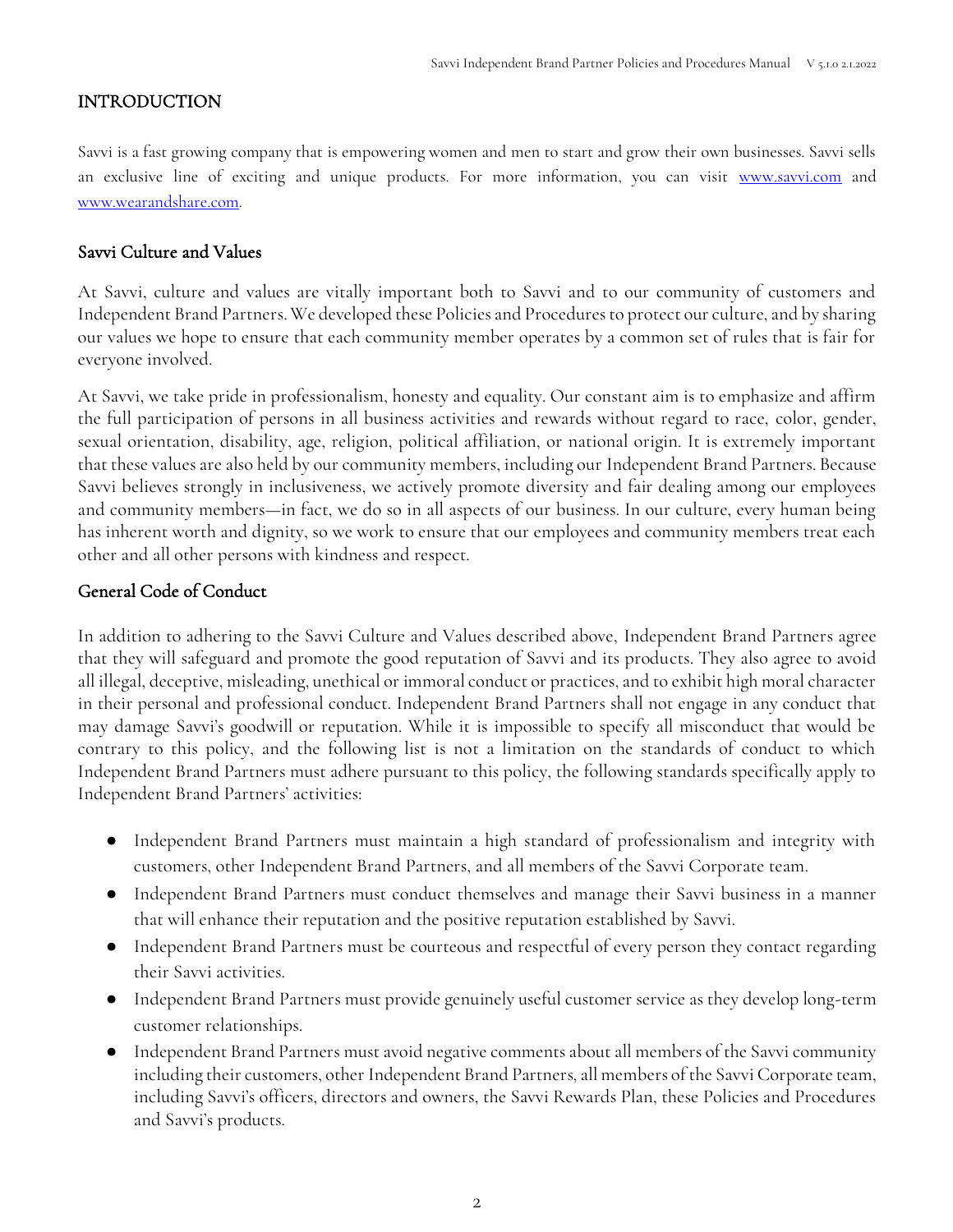## INTRODUCTION

Savvi is a fast growing company that is empowering women and men to start and grow their own businesses. Savvi sells an exclusive line of exciting and unique products. For more information, you can visit [www.savvi.com](http://www.savvi.com) and [www.wearandshare.com](http://www.wearandshare.com).

### Savvi Culture and Values

At Savvi, culture and values are vitally important both to Savvi and to our community of customers and Independent Brand Partners. We developed these Policies and Procedures to protect our culture, and by sharing our values we hope to ensure that each community member operates by a common set of rules that is fair for everyone involved.

At Savvi, we take pride in professionalism, honesty and equality. Our constant aim is to emphasize and affirm the full participation of persons in all business activities and rewards without regard to race, color, gender, sexual orientation, disability, age, religion, political affiliation, or national origin. It is extremely important that these values are also held by our community members, including our Independent Brand Partners. Because Savvi believes strongly in inclusiveness, we actively promote diversity and fair dealing among our employees and community members—in fact, we do so in all aspects of our business. In our culture, every human being has inherent worth and dignity, so we work to ensure that our employees and community members treat each other and all other persons with kindness and respect.

### General Code of Conduct

In addition to adhering to the Savvi Culture and Values described above, Independent Brand Partners agree that they will safeguard and promote the good reputation of Savvi and its products. They also agree to avoid all illegal, deceptive, misleading, unethical or immoral conduct or practices, and to exhibit high moral character in their personal and professional conduct. Independent Brand Partners shall not engage in any conduct that may damage Savvi's goodwill or reputation. While it is impossible to specify all misconduct that would be contrary to this policy, and the following list is not a limitation on the standards of conduct to which Independent Brand Partners must adhere pursuant to this policy, the following standards specifically apply to Independent Brand Partners' activities:

- Independent Brand Partners must maintain a high standard of professionalism and integrity with customers, other Independent Brand Partners, and all members of the Savvi Corporate team.
- Independent Brand Partners must conduct themselves and manage their Savvi business in a manner that will enhance their reputation and the positive reputation established by Savvi.
- Independent Brand Partners must be courteous and respectful of every person they contact regarding their Savvi activities.
- Independent Brand Partners must provide genuinely useful customer service as they develop long-term customer relationships.
- Independent Brand Partners must avoid negative comments about all members of the Savvi community including their customers, other Independent Brand Partners, all members of the Savvi Corporate team, including Savvi's officers, directors and owners, the Savvi Rewards Plan, these Policies and Procedures and Savvi's products.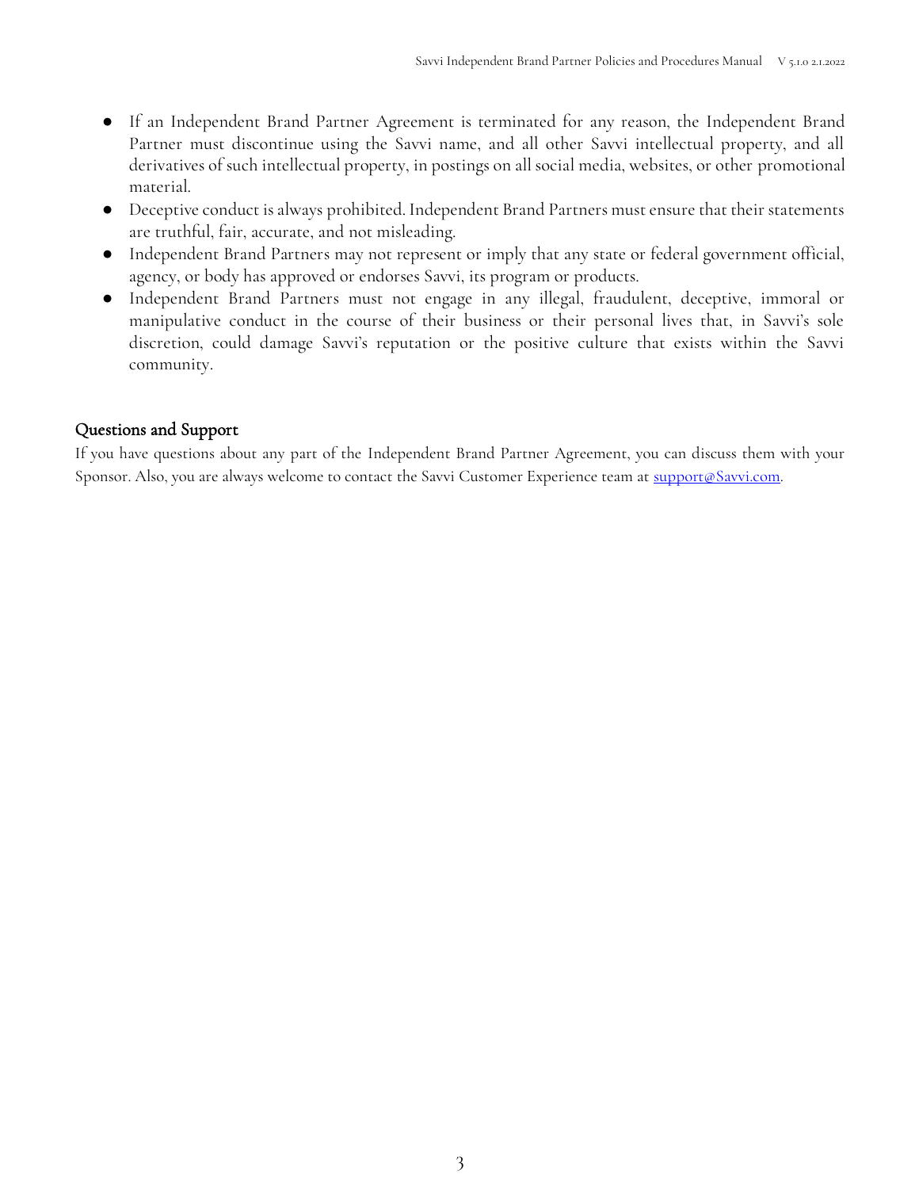- If an Independent Brand Partner Agreement is terminated for any reason, the Independent Brand Partner must discontinue using the Savvi name, and all other Savvi intellectual property, and all derivatives of such intellectual property, in postings on all social media, websites, or other promotional material.
- Deceptive conduct is always prohibited. Independent Brand Partners must ensure that their statements are truthful, fair, accurate, and not misleading.
- Independent Brand Partners may not represent or imply that any state or federal government official, agency, or body has approved or endorses Savvi, its program or products.
- Independent Brand Partners must not engage in any illegal, fraudulent, deceptive, immoral or manipulative conduct in the course of their business or their personal lives that, in Savvi's sole discretion, could damage Savvi's reputation or the positive culture that exists within the Savvi community.

## Questions and Support

If you have questions about any part of the Independent Brand Partner Agreement, you can discuss them with your Sponsor. Also, you are always welcome to contact the Savvi Customer Experience team at support@Savvi.com.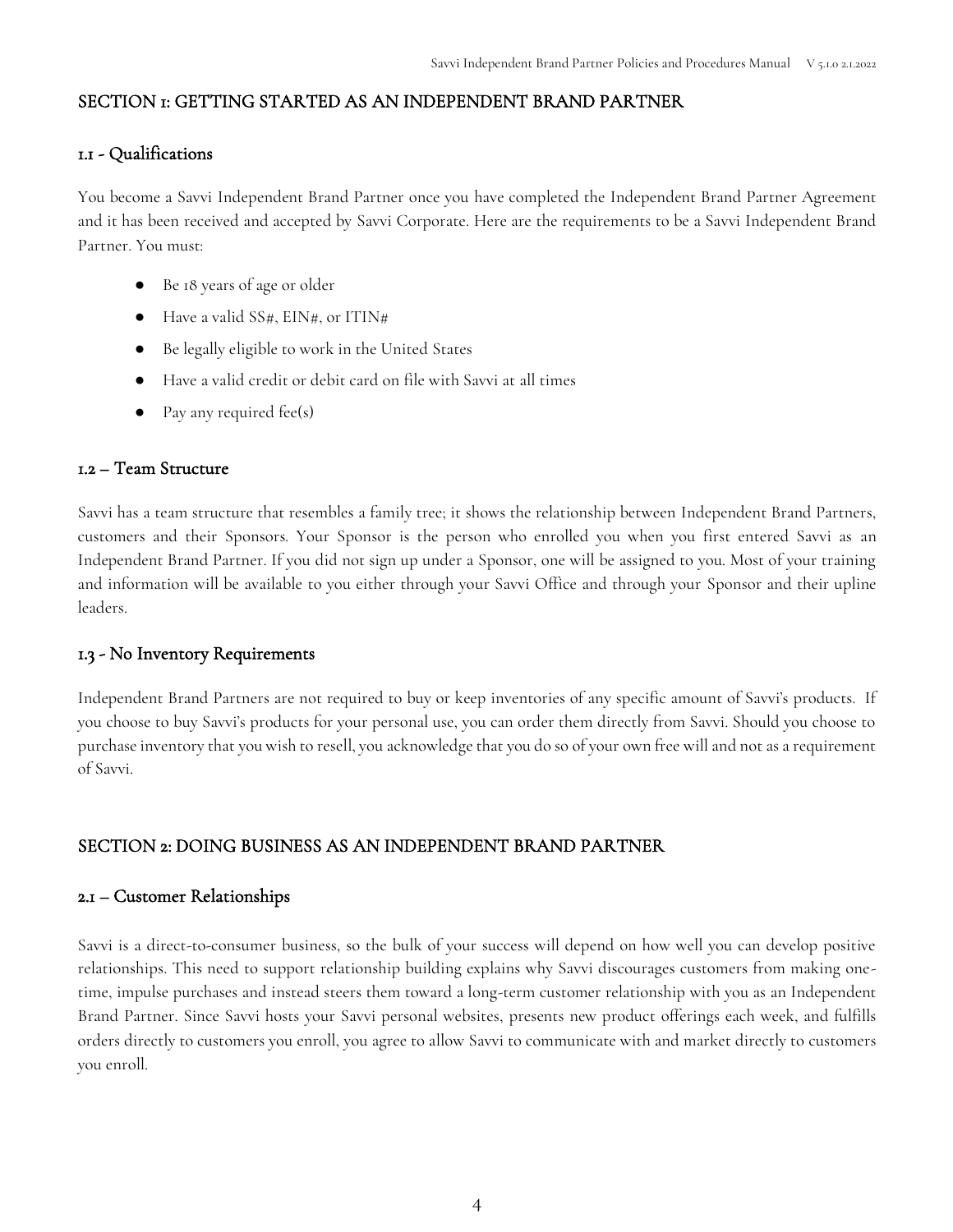## SECTION 1: GETTING STARTED AS AN INDEPENDENT BRAND PARTNER

### 1.1 - Qualifications

You become a Savvi Independent Brand Partner once you have completed the Independent Brand Partner Agreement and it has been received and accepted by Savvi Corporate. Here are the requirements to be a Savvi Independent Brand Partner. You must:

- Be 18 years of age or older
- Have a valid SS#, EIN#, or ITIN#
- Be legally eligible to work in the United States
- Have a valid credit or debit card on file with Savvi at all times
- Pay any required fee(s)

### 1.2 – Team Structure

Savvi has a team structure that resembles a family tree; it shows the relationship between Independent Brand Partners, customers and their Sponsors. Your Sponsor is the person who enrolled you when you first entered Savvi as an Independent Brand Partner. If you did not sign up under a Sponsor, one will be assigned to you. Most of your training and information will be available to you either through your Savvi Office and through your Sponsor and their upline leaders.

### 1.3 - No Inventory Requirements

Independent Brand Partners are not required to buy or keep inventories of any specific amount of Savvi's products. If you choose to buy Savvi's products for your personal use, you can order them directly from Savvi. Should you choose to purchase inventory that you wish to resell, you acknowledge that you do so of your own free will and not as a requirement of Savvi.

## SECTION 2: DOING BUSINESS AS AN INDEPENDENT BRAND PARTNER

### 2.1 – Customer Relationships

Savvi is a direct-to-consumer business, so the bulk of your success will depend on how well you can develop positive relationships. This need to support relationship building explains why Savvi discourages customers from making one-time, impulse purchases and instead steers them toward a long-term customer relationship with you as an Independent Brand Partner. Since Savvi hosts your Savvi personal websites, presents new product offerings each week, and fulfills orders directly to customers you enroll, you agree to allow Savvi to communicate with and market directly to customers you enroll.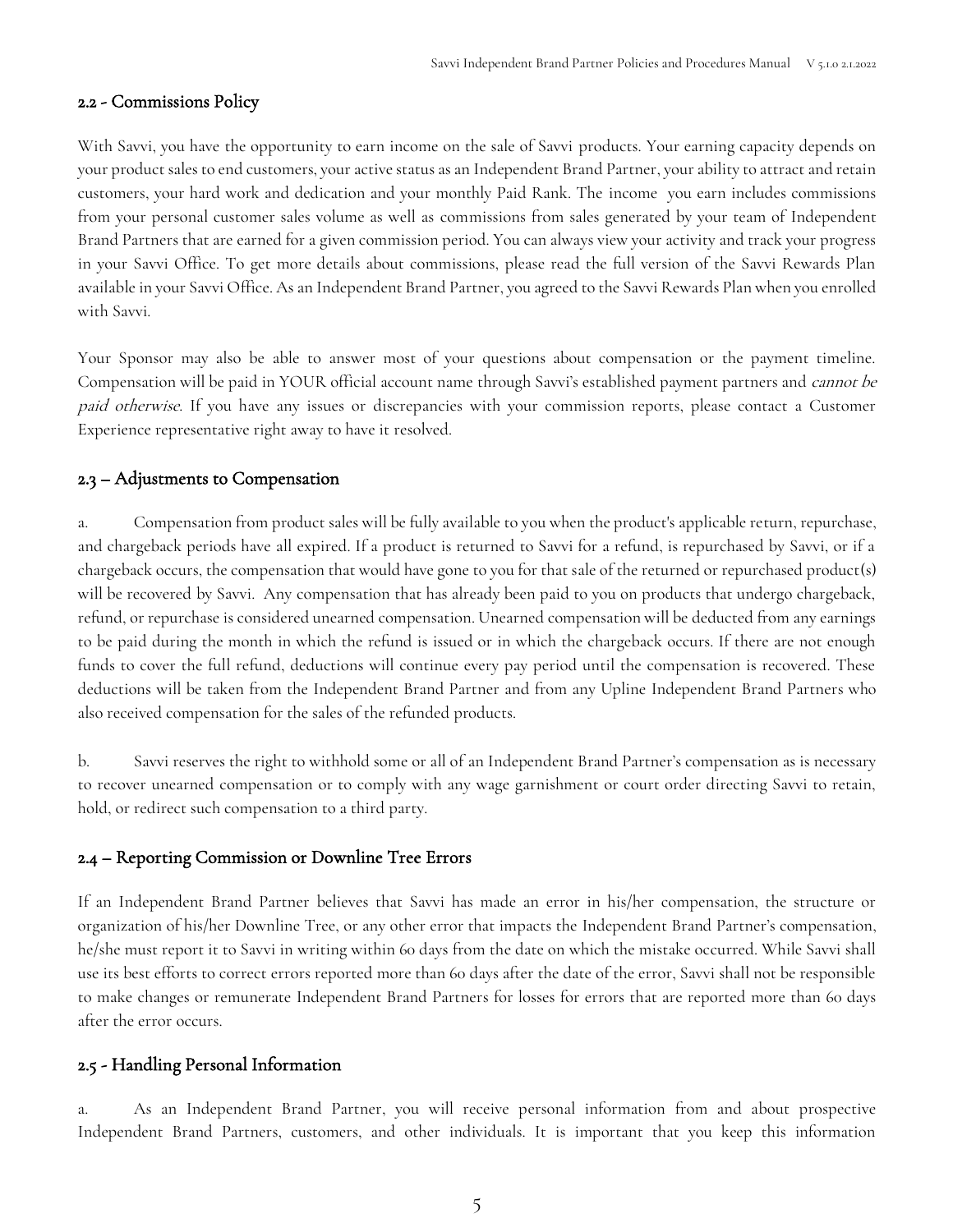## 2.2 - Commissions Policy

With Savvi, you have the opportunity to earn income on the sale of Savvi products. Your earning capacity depends on your product sales to end customers, your active status as an Independent Brand Partner, your ability to attract and retain customers, your hard work and dedication and your monthly Paid Rank. The income you earn includes commissions from your personal customer sales volume as well as commissions from sales generated by your team of Independent Brand Partners that are earned for a given commission period. You can always view your activity and track your progress in your Savvi Office. To get more details about commissions, please read the full version of the Savvi Rewards Plan available in your Savvi Office. As an Independent Brand Partner, you agreed to the Savvi Rewards Plan when you enrolled with Savvi.

Your Sponsor may also be able to answer most of your questions about compensation or the payment timeline. Compensation will be paid in YOUR official account name through Savvi's established payment partners and *cannot be paid otherwise*. If you have any issues or discrepancies with your commission reports, please contact a Customer Experience representative right away to have it resolved.

## 2.3 – Adjustments to Compensation

a. Compensation from product sales will be fully available to you when the product's applicable return, repurchase, and chargeback periods have all expired. If a product is returned to Savvi for a refund, is repurchased by Savvi, or if a chargeback occurs, the compensation that would have gone to you for that sale of the returned or repurchased product(s) will be recovered by Savvi. Any compensation that has already been paid to you on products that undergo chargeback, refund, or repurchase is considered unearned compensation. Unearned compensation will be deducted from any earnings to be paid during the month in which the refund is issued or in which the chargeback occurs. If there are not enough funds to cover the full refund, deductions will continue every pay period until the compensation is recovered. These deductions will be taken from the Independent Brand Partner and from any Upline Independent Brand Partners who also received compensation for the sales of the refunded products.

b. Savvi reserves the right to withhold some or all of an Independent Brand Partner's compensation as is necessary to recover unearned compensation or to comply with any wage garnishment or court order directing Savvi to retain, hold, or redirect such compensation to a third party.

## 2.4 – Reporting Commission or Downline Tree Errors

If an Independent Brand Partner believes that Savvi has made an error in his/her compensation, the structure or organization of his/her Downline Tree, or any other error that impacts the Independent Brand Partner's compensation, he/she must report it to Savvi in writing within 60 days from the date on which the mistake occurred. While Savvi shall use its best efforts to correct errors reported more than 60 days after the date of the error, Savvi shall not be responsible to make changes or remunerate Independent Brand Partners for losses for errors that are reported more than 60 days after the error occurs.

## 2.5 - Handling Personal Information

a. As an Independent Brand Partner, you will receive personal information from and about prospective Independent Brand Partners, customers, and other individuals. It is important that you keep this information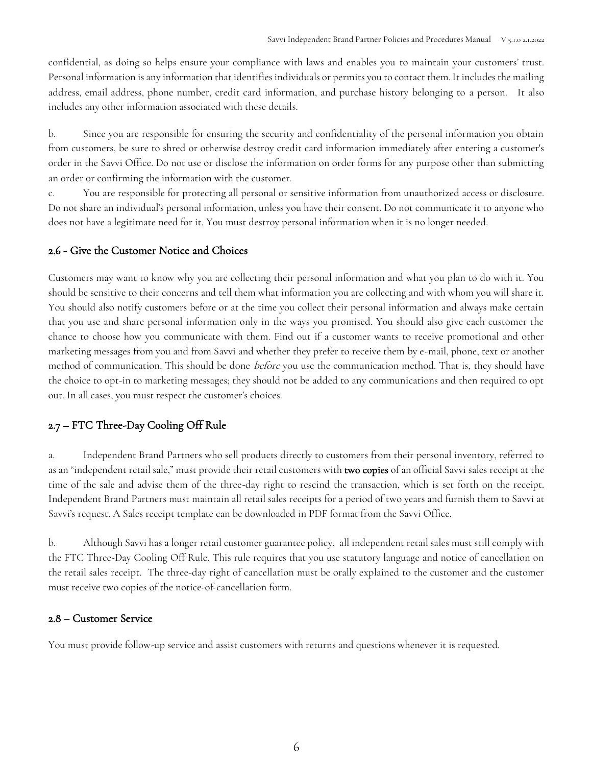confidential, as doing so helps ensure your compliance with laws and enables you to maintain your customers' trust. Personal information is any information that identifies individuals or permits you to contact them. It includes the mailing address, email address, phone number, credit card information, and purchase history belonging to a person. It also includes any other information associated with these details.

b. Since you are responsible for ensuring the security and confidentiality of the personal information you obtain from customers, be sure to shred or otherwise destroy credit card information immediately after entering a customer's order in the Savvi Office. Do not use or disclose the information on order forms for any purpose other than submitting an order or confirming the information with the customer.

c. You are responsible for protecting all personal or sensitive information from unauthorized access or disclosure. Do not share an individual's personal information, unless you have their consent. Do not communicate it to anyone who does not have a legitimate need for it. You must destroy personal information when it is no longer needed.

## 2.6 - Give the Customer Notice and Choices

Customers may want to know why you are collecting their personal information and what you plan to do with it. You should be sensitive to their concerns and tell them what information you are collecting and with whom you will share it. You should also notify customers before or at the time you collect their personal information and always make certain that you use and share personal information only in the ways you promised. You should also give each customer the chance to choose how you communicate with them. Find out if a customer wants to receive promotional and other marketing messages from you and from Savvi and whether they prefer to receive them by e-mail, phone, text or another method of communication. This should be done *before* you use the communication method. That is, they should have the choice to opt-in to marketing messages; they should not be added to any communications and then required to opt out. In all cases, you must respect the customer's choices.

## 2.7 – FTC Three-Day Cooling Off Rule

a. Independent Brand Partners who sell products directly to customers from their personal inventory, referred to as an "independent retail sale," must provide their retail customers with **two copies** of an official Savvi sales receipt at the time of the sale and advise them of the three-day right to rescind the transaction, which is set forth on the receipt. Independent Brand Partners must maintain all retail sales receipts for a period of two years and furnish them to Savvi at Savvi's request. A Sales receipt template can be downloaded in PDF format from the Savvi Office.

b. Although Savvi has a longer retail customer guarantee policy, all independent retail sales must still comply with the FTC Three-Day Cooling Off Rule. This rule requires that you use statutory language and notice of cancellation on the retail sales receipt. The three-day right of cancellation must be orally explained to the customer and the customer must receive two copies of the notice-of-cancellation form.

## 2.8 – Customer Service

You must provide follow-up service and assist customers with returns and questions whenever it is requested.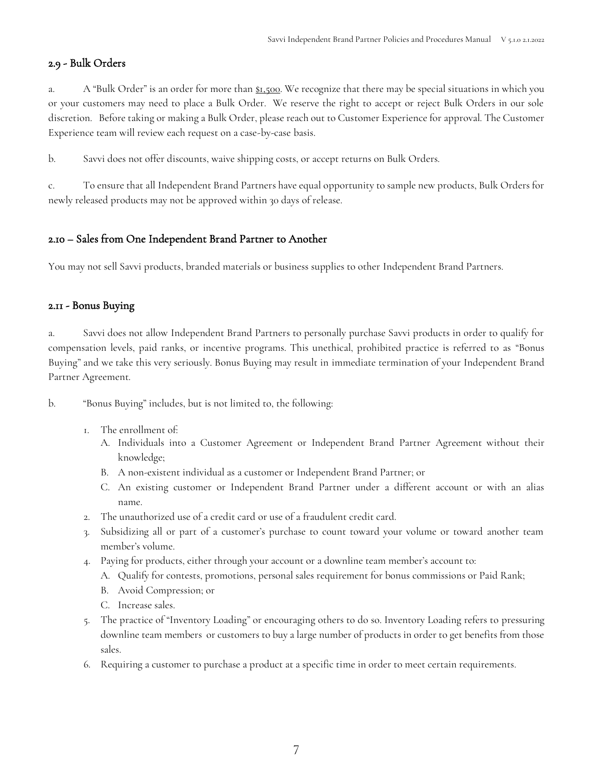## 2.9 - Bulk Orders

a. A "Bulk Order" is an order for more than $1,500. We recognize that there may be special situations in which you or your customers may need to place a Bulk Order. We reserve the right to accept or reject Bulk Orders in our sole discretion. Before taking or making a Bulk Order, please reach out to Customer Experience for approval. The Customer Experience team will review each request on a case-by-case basis.

b. Savvi does not offer discounts, waive shipping costs, or accept returns on Bulk Orders.

c. To ensure that all Independent Brand Partners have equal opportunity to sample new products, Bulk Orders for newly released products may not be approved within 30 days of release.

## 2.10 – Sales from One Independent Brand Partner to Another

You may not sell Savvi products, branded materials or business supplies to other Independent Brand Partners.

## 2.11 - Bonus Buying

a. Savvi does not allow Independent Brand Partners to personally purchase Savvi products in order to qualify for compensation levels, paid ranks, or incentive programs. This unethical, prohibited practice is referred to as "Bonus Buying" and we take this very seriously. Bonus Buying may result in immediate termination of your Independent Brand Partner Agreement.

b. "Bonus Buying" includes, but is not limited to, the following:

1. The enrollment of:
   - A. Individuals into a Customer Agreement or Independent Brand Partner Agreement without their knowledge;
   - B. A non-existent individual as a customer or Independent Brand Partner; or
   - C. An existing customer or Independent Brand Partner under a different account or with an alias name.
2. The unauthorized use of a credit card or use of a fraudulent credit card.
3. Subsidizing all or part of a customer's purchase to count toward your volume or toward another team member's volume.
4. Paying for products, either through your account or a downline team member's account to:
   - A. Qualify for contests, promotions, personal sales requirement for bonus commissions or Paid Rank;
   - B. Avoid Compression; or
   - C. Increase sales.
5. The practice of "Inventory Loading" or encouraging others to do so. Inventory Loading refers to pressuring downline team members or customers to buy a large number of products in order to get benefits from those sales.
6. Requiring a customer to purchase a product at a specific time in order to meet certain requirements.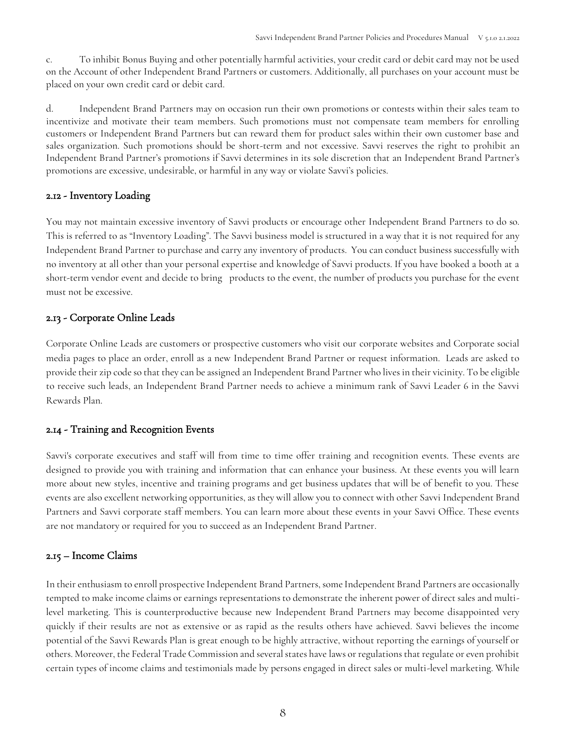c. To inhibit Bonus Buying and other potentially harmful activities, your credit card or debit card may not be used on the Account of other Independent Brand Partners or customers. Additionally, all purchases on your account must be placed on your own credit card or debit card.

d. Independent Brand Partners may on occasion run their own promotions or contests within their sales team to incentivize and motivate their team members. Such promotions must not compensate team members for enrolling customers or Independent Brand Partners but can reward them for product sales within their own customer base and sales organization. Such promotions should be short-term and not excessive. Savvi reserves the right to prohibit an Independent Brand Partner's promotions if Savvi determines in its sole discretion that an Independent Brand Partner's promotions are excessive, undesirable, or harmful in any way or violate Savvi's policies.

## 2.12 - Inventory Loading

You may not maintain excessive inventory of Savvi products or encourage other Independent Brand Partners to do so. This is referred to as "Inventory Loading". The Savvi business model is structured in a way that it is not required for any Independent Brand Partner to purchase and carry any inventory of products. You can conduct business successfully with no inventory at all other than your personal expertise and knowledge of Savvi products. If you have booked a booth at a short-term vendor event and decide to bring products to the event, the number of products you purchase for the event must not be excessive.

## 2.13 - Corporate Online Leads

Corporate Online Leads are customers or prospective customers who visit our corporate websites and Corporate social media pages to place an order, enroll as a new Independent Brand Partner or request information. Leads are asked to provide their zip code so that they can be assigned an Independent Brand Partner who lives in their vicinity. To be eligible to receive such leads, an Independent Brand Partner needs to achieve a minimum rank of Savvi Leader 6 in the Savvi Rewards Plan.

## 2.14 - Training and Recognition Events

Savvi's corporate executives and staff will from time to time offer training and recognition events. These events are designed to provide you with training and information that can enhance your business. At these events you will learn more about new styles, incentive and training programs and get business updates that will be of benefit to you. These events are also excellent networking opportunities, as they will allow you to connect with other Savvi Independent Brand Partners and Savvi corporate staff members. You can learn more about these events in your Savvi Office. These events are not mandatory or required for you to succeed as an Independent Brand Partner.

## 2.15 – Income Claims

In their enthusiasm to enroll prospective Independent Brand Partners, some Independent Brand Partners are occasionally tempted to make income claims or earnings representations to demonstrate the inherent power of direct sales and multi-level marketing. This is counterproductive because new Independent Brand Partners may become disappointed very quickly if their results are not as extensive or as rapid as the results others have achieved. Savvi believes the income potential of the Savvi Rewards Plan is great enough to be highly attractive, without reporting the earnings of yourself or others. Moreover, the Federal Trade Commission and several states have laws or regulations that regulate or even prohibit certain types of income claims and testimonials made by persons engaged in direct sales or multi-level marketing. While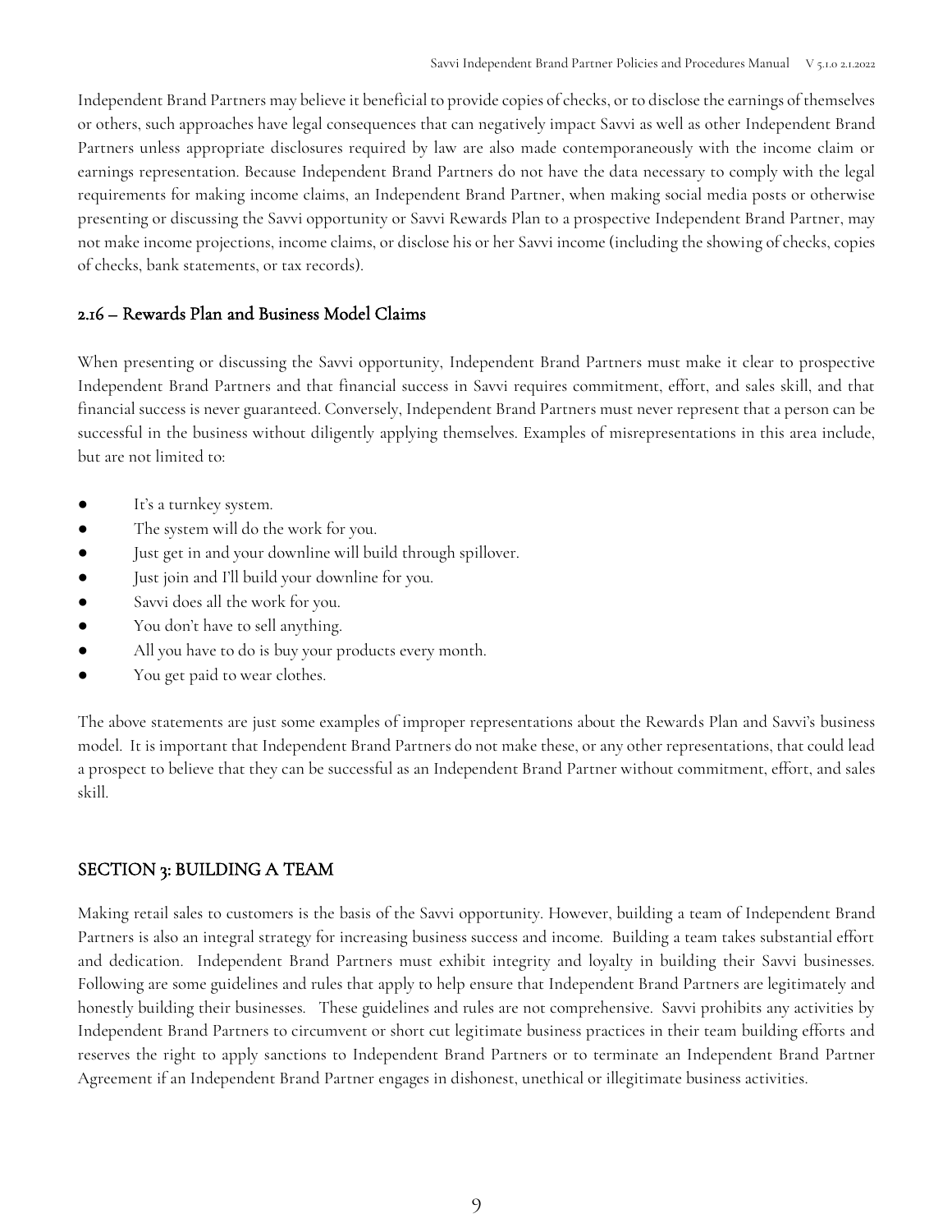Independent Brand Partners may believe it beneficial to provide copies of checks, or to disclose the earnings of themselves or others, such approaches have legal consequences that can negatively impact Savvi as well as other Independent Brand Partners unless appropriate disclosures required by law are also made contemporaneously with the income claim or earnings representation. Because Independent Brand Partners do not have the data necessary to comply with the legal requirements for making income claims, an Independent Brand Partner, when making social media posts or otherwise presenting or discussing the Savvi opportunity or Savvi Rewards Plan to a prospective Independent Brand Partner, may not make income projections, income claims, or disclose his or her Savvi income (including the showing of checks, copies of checks, bank statements, or tax records).

### 2.16 – Rewards Plan and Business Model Claims

When presenting or discussing the Savvi opportunity, Independent Brand Partners must make it clear to prospective Independent Brand Partners and that financial success in Savvi requires commitment, effort, and sales skill, and that financial success is never guaranteed. Conversely, Independent Brand Partners must never represent that a person can be successful in the business without diligently applying themselves. Examples of misrepresentations in this area include, but are not limited to:

- It's a turnkey system.
- The system will do the work for you.
- Just get in and your downline will build through spillover.
- Just join and I'll build your downline for you.
- Savvi does all the work for you.
- You don't have to sell anything.
- All you have to do is buy your products every month.
- You get paid to wear clothes.

The above statements are just some examples of improper representations about the Rewards Plan and Savvi's business model. It is important that Independent Brand Partners do not make these, or any other representations, that could lead a prospect to believe that they can be successful as an Independent Brand Partner without commitment, effort, and sales skill.

## SECTION 3: BUILDING A TEAM

Making retail sales to customers is the basis of the Savvi opportunity. However, building a team of Independent Brand Partners is also an integral strategy for increasing business success and income. Building a team takes substantial effort and dedication. Independent Brand Partners must exhibit integrity and loyalty in building their Savvi businesses. Following are some guidelines and rules that apply to help ensure that Independent Brand Partners are legitimately and honestly building their businesses. These guidelines and rules are not comprehensive. Savvi prohibits any activities by Independent Brand Partners to circumvent or short cut legitimate business practices in their team building efforts and reserves the right to apply sanctions to Independent Brand Partners or to terminate an Independent Brand Partner Agreement if an Independent Brand Partner engages in dishonest, unethical or illegitimate business activities.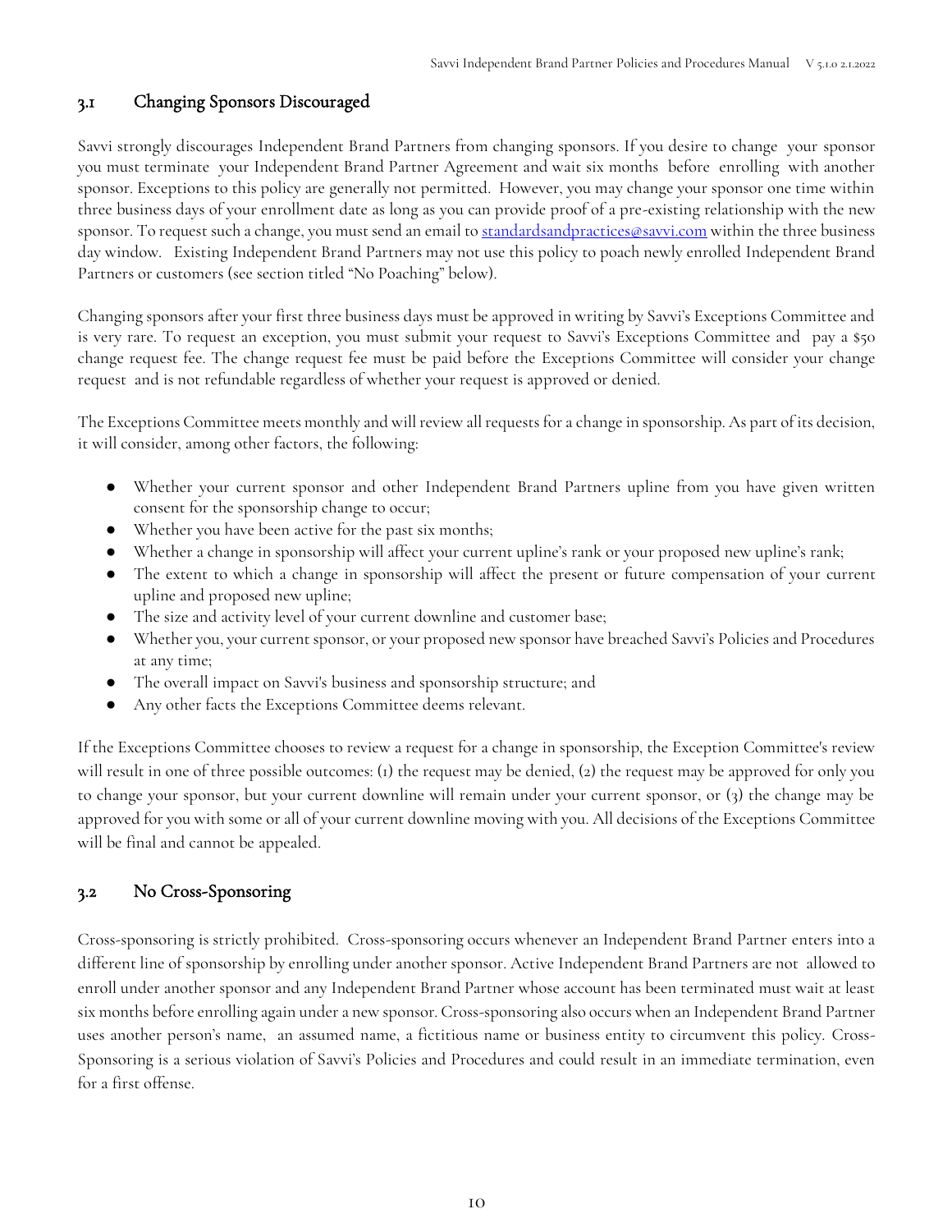## 3.1 Changing Sponsors Discouraged

Savvi strongly discourages Independent Brand Partners from changing sponsors. If you desire to change your sponsor you must terminate your Independent Brand Partner Agreement and wait six months before enrolling with another sponsor. Exceptions to this policy are generally not permitted. However, you may change your sponsor one time within three business days of your enrollment date as long as you can provide proof of a pre-existing relationship with the new sponsor. To request such a change, you must send an email to standardsandpractices@savvi.com within the three business day window. Existing Independent Brand Partners may not use this policy to poach newly enrolled Independent Brand Partners or customers (see section titled "No Poaching" below).

Changing sponsors after your first three business days must be approved in writing by Savvi's Exceptions Committee and is very rare. To request an exception, you must submit your request to Savvi's Exceptions Committee and pay a $50 change request fee. The change request fee must be paid before the Exceptions Committee will consider your change request and is not refundable regardless of whether your request is approved or denied.

The Exceptions Committee meets monthly and will review all requests for a change in sponsorship. As part of its decision, it will consider, among other factors, the following:

- Whether your current sponsor and other Independent Brand Partners upline from you have given written consent for the sponsorship change to occur;
- Whether you have been active for the past six months;
- Whether a change in sponsorship will affect your current upline's rank or your proposed new upline's rank;
- The extent to which a change in sponsorship will affect the present or future compensation of your current upline and proposed new upline;
- The size and activity level of your current downline and customer base;
- Whether you, your current sponsor, or your proposed new sponsor have breached Savvi's Policies and Procedures at any time;
- The overall impact on Savvi's business and sponsorship structure; and
- Any other facts the Exceptions Committee deems relevant.

If the Exceptions Committee chooses to review a request for a change in sponsorship, the Exception Committee's review will result in one of three possible outcomes: (1) the request may be denied, (2) the request may be approved for only you to change your sponsor, but your current downline will remain under your current sponsor, or (3) the change may be approved for you with some or all of your current downline moving with you. All decisions of the Exceptions Committee will be final and cannot be appealed.

## 3.2 No Cross-Sponsoring

Cross-sponsoring is strictly prohibited. Cross-sponsoring occurs whenever an Independent Brand Partner enters into a different line of sponsorship by enrolling under another sponsor. Active Independent Brand Partners are not allowed to enroll under another sponsor and any Independent Brand Partner whose account has been terminated must wait at least six months before enrolling again under a new sponsor. Cross-sponsoring also occurs when an Independent Brand Partner uses another person's name, an assumed name, a fictitious name or business entity to circumvent this policy. Cross-Sponsoring is a serious violation of Savvi's Policies and Procedures and could result in an immediate termination, even for a first offense.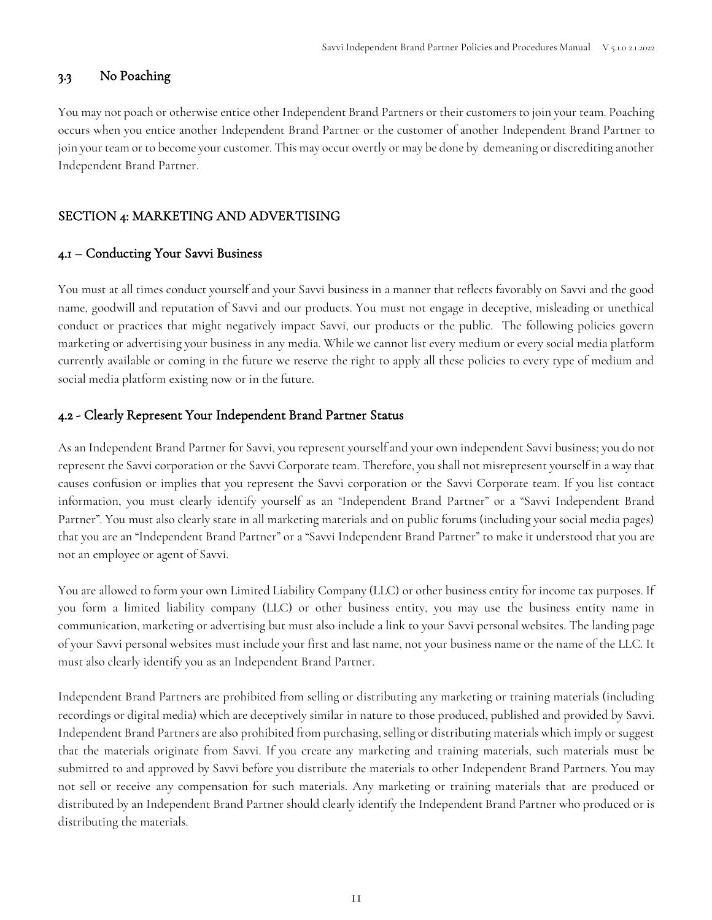### 3.3 No Poaching

You may not poach or otherwise entice other Independent Brand Partners or their customers to join your team. Poaching occurs when you entice another Independent Brand Partner or the customer of another Independent Brand Partner to join your team or to become your customer. This may occur overtly or may be done by demeaning or discrediting another Independent Brand Partner.

## SECTION 4: MARKETING AND ADVERTISING

### 4.1 – Conducting Your Savvi Business

You must at all times conduct yourself and your Savvi business in a manner that reflects favorably on Savvi and the good name, goodwill and reputation of Savvi and our products. You must not engage in deceptive, misleading or unethical conduct or practices that might negatively impact Savvi, our products or the public. The following policies govern marketing or advertising your business in any media. While we cannot list every medium or every social media platform currently available or coming in the future we reserve the right to apply all these policies to every type of medium and social media platform existing now or in the future.

### 4.2 - Clearly Represent Your Independent Brand Partner Status

As an Independent Brand Partner for Savvi, you represent yourself and your own independent Savvi business; you do not represent the Savvi corporation or the Savvi Corporate team. Therefore, you shall not misrepresent yourself in a way that causes confusion or implies that you represent the Savvi corporation or the Savvi Corporate team. If you list contact information, you must clearly identify yourself as an "Independent Brand Partner" or a "Savvi Independent Brand Partner". You must also clearly state in all marketing materials and on public forums (including your social media pages) that you are an "Independent Brand Partner" or a "Savvi Independent Brand Partner" to make it understood that you are not an employee or agent of Savvi.

You are allowed to form your own Limited Liability Company (LLC) or other business entity for income tax purposes. If you form a limited liability company (LLC) or other business entity, you may use the business entity name in communication, marketing or advertising but must also include a link to your Savvi personal websites. The landing page of your Savvi personal websites must include your first and last name, not your business name or the name of the LLC. It must also clearly identify you as an Independent Brand Partner.

Independent Brand Partners are prohibited from selling or distributing any marketing or training materials (including recordings or digital media) which are deceptively similar in nature to those produced, published and provided by Savvi. Independent Brand Partners are also prohibited from purchasing, selling or distributing materials which imply or suggest that the materials originate from Savvi. If you create any marketing and training materials, such materials must be submitted to and approved by Savvi before you distribute the materials to other Independent Brand Partners. You may not sell or receive any compensation for such materials. Any marketing or training materials that are produced or distributed by an Independent Brand Partner should clearly identify the Independent Brand Partner who produced or is distributing the materials.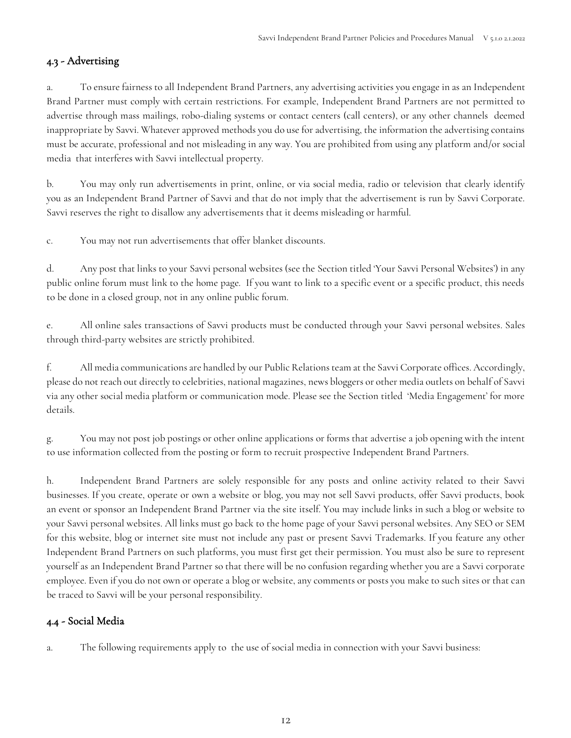## 4.3 - Advertising

a. To ensure fairness to all Independent Brand Partners, any advertising activities you engage in as an Independent Brand Partner must comply with certain restrictions. For example, Independent Brand Partners are not permitted to advertise through mass mailings, robo-dialing systems or contact centers (call centers), or any other channels deemed inappropriate by Savvi. Whatever approved methods you do use for advertising, the information the advertising contains must be accurate, professional and not misleading in any way. You are prohibited from using any platform and/or social media that interferes with Savvi intellectual property.

b. You may only run advertisements in print, online, or via social media, radio or television that clearly identify you as an Independent Brand Partner of Savvi and that do not imply that the advertisement is run by Savvi Corporate. Savvi reserves the right to disallow any advertisements that it deems misleading or harmful.

c. You may not run advertisements that offer blanket discounts.

d. Any post that links to your Savvi personal websites (see the Section titled 'Your Savvi Personal Websites') in any public online forum must link to the home page. If you want to link to a specific event or a specific product, this needs to be done in a closed group, not in any online public forum.

e. All online sales transactions of Savvi products must be conducted through your Savvi personal websites. Sales through third-party websites are strictly prohibited.

f. All media communications are handled by our Public Relations team at the Savvi Corporate offices. Accordingly, please do not reach out directly to celebrities, national magazines, news bloggers or other media outlets on behalf of Savvi via any other social media platform or communication mode. Please see the Section titled 'Media Engagement' for more details.

g. You may not post job postings or other online applications or forms that advertise a job opening with the intent to use information collected from the posting or form to recruit prospective Independent Brand Partners.

h. Independent Brand Partners are solely responsible for any posts and online activity related to their Savvi businesses. If you create, operate or own a website or blog, you may not sell Savvi products, offer Savvi products, book an event or sponsor an Independent Brand Partner via the site itself. You may include links in such a blog or website to your Savvi personal websites. All links must go back to the home page of your Savvi personal websites. Any SEO or SEM for this website, blog or internet site must not include any past or present Savvi Trademarks. If you feature any other Independent Brand Partners on such platforms, you must first get their permission. You must also be sure to represent yourself as an Independent Brand Partner so that there will be no confusion regarding whether you are a Savvi corporate employee. Even if you do not own or operate a blog or website, any comments or posts you make to such sites or that can be traced to Savvi will be your personal responsibility.

## 4.4 - Social Media

a. The following requirements apply to the use of social media in connection with your Savvi business: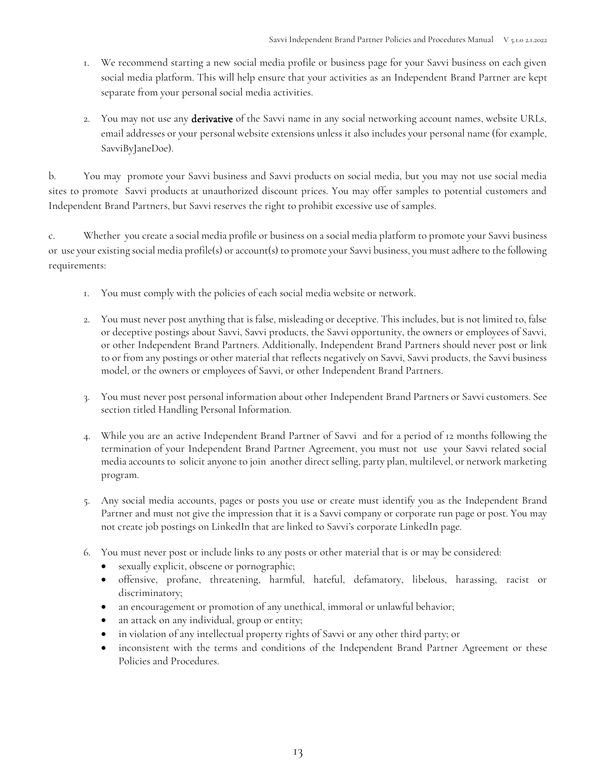1. We recommend starting a new social media profile or business page for your Savvi business on each given social media platform. This will help ensure that your activities as an Independent Brand Partner are kept separate from your personal social media activities.

2. You may not use any **derivative** of the Savvi name in any social networking account names, website URLs, email addresses or your personal website extensions unless it also includes your personal name (for example, SavviByJaneDoe).

b. You may promote your Savvi business and Savvi products on social media, but you may not use social media sites to promote Savvi products at unauthorized discount prices. You may offer samples to potential customers and Independent Brand Partners, but Savvi reserves the right to prohibit excessive use of samples.

c. Whether you create a social media profile or business on a social media platform to promote your Savvi business or use your existing social media profile(s) or account(s) to promote your Savvi business, you must adhere to the following requirements:

1. You must comply with the policies of each social media website or network.

2. You must never post anything that is false, misleading or deceptive. This includes, but is not limited to, false or deceptive postings about Savvi, Savvi products, the Savvi opportunity, the owners or employees of Savvi, or other Independent Brand Partners. Additionally, Independent Brand Partners should never post or link to or from any postings or other material that reflects negatively on Savvi, Savvi products, the Savvi business model, or the owners or employees of Savvi, or other Independent Brand Partners.

3. You must never post personal information about other Independent Brand Partners or Savvi customers. See section titled Handling Personal Information.

4. While you are an active Independent Brand Partner of Savvi and for a period of 12 months following the termination of your Independent Brand Partner Agreement, you must not use your Savvi related social media accounts to solicit anyone to join another direct selling, party plan, multilevel, or network marketing program.

5. Any social media accounts, pages or posts you use or create must identify you as the Independent Brand Partner and must not give the impression that it is a Savvi company or corporate run page or post. You may not create job postings on LinkedIn that are linked to Savvi's corporate LinkedIn page.

6. You must never post or include links to any posts or other material that is or may be considered:
   - sexually explicit, obscene or pornographic;
   - offensive, profane, threatening, harmful, hateful, defamatory, libelous, harassing, racist or discriminatory;
   - an encouragement or promotion of any unethical, immoral or unlawful behavior;
   - an attack on any individual, group or entity;
   - in violation of any intellectual property rights of Savvi or any other third party; or
   - inconsistent with the terms and conditions of the Independent Brand Partner Agreement or these Policies and Procedures.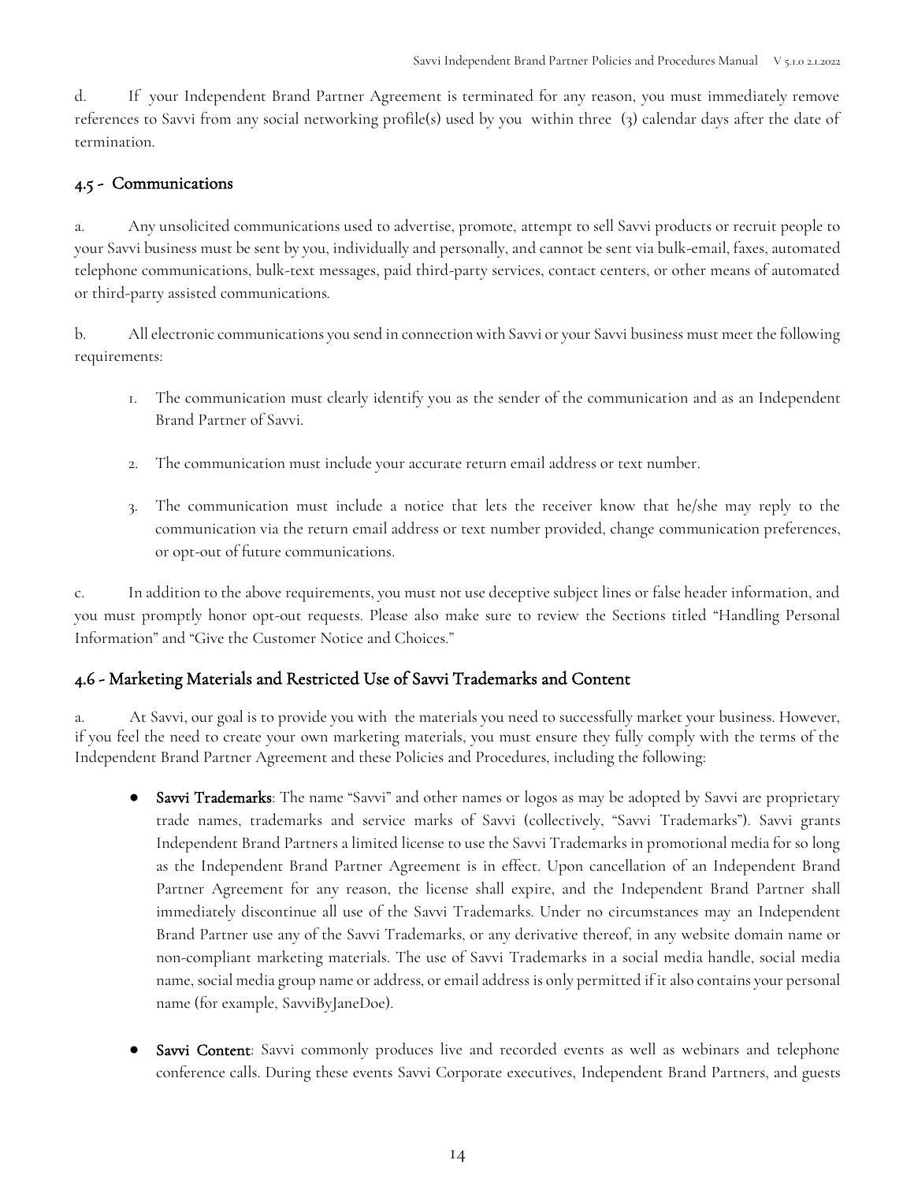d. If your Independent Brand Partner Agreement is terminated for any reason, you must immediately remove references to Savvi from any social networking profile(s) used by you within three (3) calendar days after the date of termination.

## 4.5 - Communications

a. Any unsolicited communications used to advertise, promote, attempt to sell Savvi products or recruit people to your Savvi business must be sent by you, individually and personally, and cannot be sent via bulk-email, faxes, automated telephone communications, bulk-text messages, paid third-party services, contact centers, or other means of automated or third-party assisted communications.

b. All electronic communications you send in connection with Savvi or your Savvi business must meet the following requirements:

1. The communication must clearly identify you as the sender of the communication and as an Independent Brand Partner of Savvi.

2. The communication must include your accurate return email address or text number.

3. The communication must include a notice that lets the receiver know that he/she may reply to the communication via the return email address or text number provided, change communication preferences, or opt-out of future communications.

c. In addition to the above requirements, you must not use deceptive subject lines or false header information, and you must promptly honor opt-out requests. Please also make sure to review the Sections titled "Handling Personal Information" and "Give the Customer Notice and Choices."

## 4.6 - Marketing Materials and Restricted Use of Savvi Trademarks and Content

a. At Savvi, our goal is to provide you with the materials you need to successfully market your business. However, if you feel the need to create your own marketing materials, you must ensure they fully comply with the terms of the Independent Brand Partner Agreement and these Policies and Procedures, including the following:

- **Savvi Trademarks**: The name "Savvi" and other names or logos as may be adopted by Savvi are proprietary trade names, trademarks and service marks of Savvi (collectively, "Savvi Trademarks"). Savvi grants Independent Brand Partners a limited license to use the Savvi Trademarks in promotional media for so long as the Independent Brand Partner Agreement is in effect. Upon cancellation of an Independent Brand Partner Agreement for any reason, the license shall expire, and the Independent Brand Partner shall immediately discontinue all use of the Savvi Trademarks. Under no circumstances may an Independent Brand Partner use any of the Savvi Trademarks, or any derivative thereof, in any website domain name or non-compliant marketing materials. The use of Savvi Trademarks in a social media handle, social media name, social media group name or address, or email address is only permitted if it also contains your personal name (for example, SavviByJaneDoe).

- **Savvi Content**: Savvi commonly produces live and recorded events as well as webinars and telephone conference calls. During these events Savvi Corporate executives, Independent Brand Partners, and guests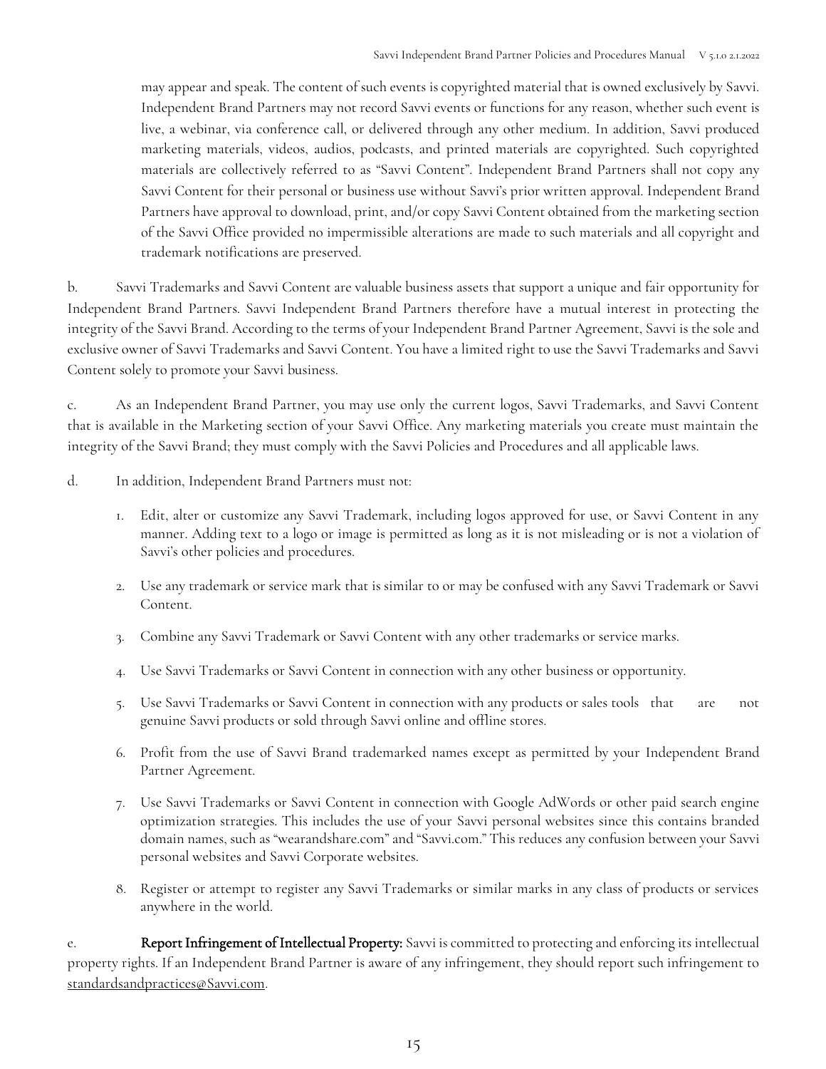may appear and speak. The content of such events is copyrighted material that is owned exclusively by Savvi. Independent Brand Partners may not record Savvi events or functions for any reason, whether such event is live, a webinar, via conference call, or delivered through any other medium. In addition, Savvi produced marketing materials, videos, audios, podcasts, and printed materials are copyrighted. Such copyrighted materials are collectively referred to as "Savvi Content". Independent Brand Partners shall not copy any Savvi Content for their personal or business use without Savvi's prior written approval. Independent Brand Partners have approval to download, print, and/or copy Savvi Content obtained from the marketing section of the Savvi Office provided no impermissible alterations are made to such materials and all copyright and trademark notifications are preserved.

b. Savvi Trademarks and Savvi Content are valuable business assets that support a unique and fair opportunity for Independent Brand Partners. Savvi Independent Brand Partners therefore have a mutual interest in protecting the integrity of the Savvi Brand. According to the terms of your Independent Brand Partner Agreement, Savvi is the sole and exclusive owner of Savvi Trademarks and Savvi Content. You have a limited right to use the Savvi Trademarks and Savvi Content solely to promote your Savvi business.

c. As an Independent Brand Partner, you may use only the current logos, Savvi Trademarks, and Savvi Content that is available in the Marketing section of your Savvi Office. Any marketing materials you create must maintain the integrity of the Savvi Brand; they must comply with the Savvi Policies and Procedures and all applicable laws.

d. In addition, Independent Brand Partners must not:

1. Edit, alter or customize any Savvi Trademark, including logos approved for use, or Savvi Content in any manner. Adding text to a logo or image is permitted as long as it is not misleading or is not a violation of Savvi's other policies and procedures.
2. Use any trademark or service mark that is similar to or may be confused with any Savvi Trademark or Savvi Content.
3. Combine any Savvi Trademark or Savvi Content with any other trademarks or service marks.
4. Use Savvi Trademarks or Savvi Content in connection with any other business or opportunity.
5. Use Savvi Trademarks or Savvi Content in connection with any products or sales tools that are not genuine Savvi products or sold through Savvi online and offline stores.
6. Profit from the use of Savvi Brand trademarked names except as permitted by your Independent Brand Partner Agreement.
7. Use Savvi Trademarks or Savvi Content in connection with Google AdWords or other paid search engine optimization strategies. This includes the use of your Savvi personal websites since this contains branded domain names, such as "wearandshare.com" and "Savvi.com." This reduces any confusion between your Savvi personal websites and Savvi Corporate websites.
8. Register or attempt to register any Savvi Trademarks or similar marks in any class of products or services anywhere in the world.

e. **Report Infringement of Intellectual Property:** Savvi is committed to protecting and enforcing its intellectual property rights. If an Independent Brand Partner is aware of any infringement, they should report such infringement to standardsandpractices@Savvi.com.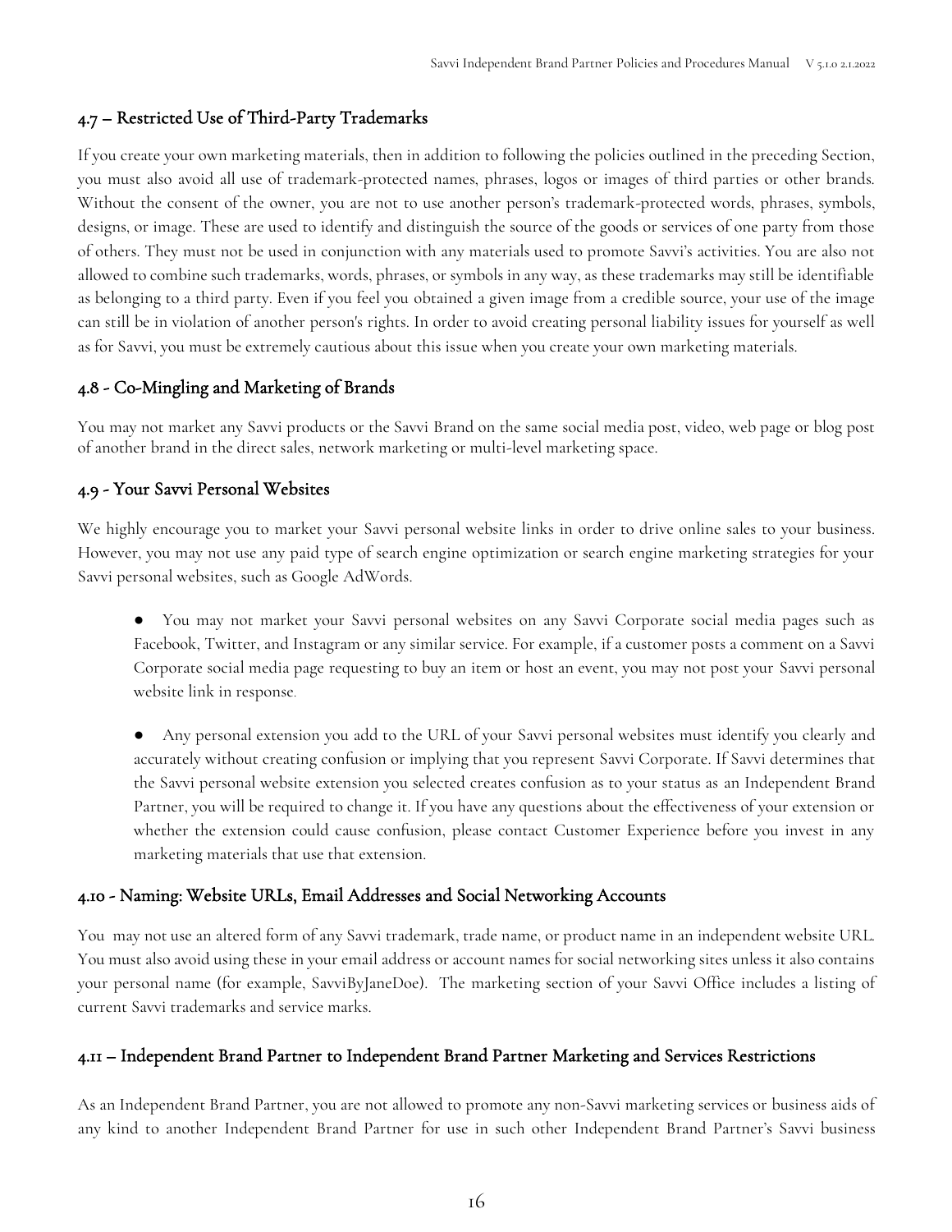## 4.7 – Restricted Use of Third-Party Trademarks

If you create your own marketing materials, then in addition to following the policies outlined in the preceding Section, you must also avoid all use of trademark-protected names, phrases, logos or images of third parties or other brands. Without the consent of the owner, you are not to use another person's trademark-protected words, phrases, symbols, designs, or image. These are used to identify and distinguish the source of the goods or services of one party from those of others. They must not be used in conjunction with any materials used to promote Savvi's activities. You are also not allowed to combine such trademarks, words, phrases, or symbols in any way, as these trademarks may still be identifiable as belonging to a third party. Even if you feel you obtained a given image from a credible source, your use of the image can still be in violation of another person's rights. In order to avoid creating personal liability issues for yourself as well as for Savvi, you must be extremely cautious about this issue when you create your own marketing materials.

## 4.8 - Co-Mingling and Marketing of Brands

You may not market any Savvi products or the Savvi Brand on the same social media post, video, web page or blog post of another brand in the direct sales, network marketing or multi-level marketing space.

## 4.9 - Your Savvi Personal Websites

We highly encourage you to market your Savvi personal website links in order to drive online sales to your business. However, you may not use any paid type of search engine optimization or search engine marketing strategies for your Savvi personal websites, such as Google AdWords.

- You may not market your Savvi personal websites on any Savvi Corporate social media pages such as Facebook, Twitter, and Instagram or any similar service. For example, if a customer posts a comment on a Savvi Corporate social media page requesting to buy an item or host an event, you may not post your Savvi personal website link in response.

- Any personal extension you add to the URL of your Savvi personal websites must identify you clearly and accurately without creating confusion or implying that you represent Savvi Corporate. If Savvi determines that the Savvi personal website extension you selected creates confusion as to your status as an Independent Brand Partner, you will be required to change it. If you have any questions about the effectiveness of your extension or whether the extension could cause confusion, please contact Customer Experience before you invest in any marketing materials that use that extension.

## 4.10 - Naming: Website URLs, Email Addresses and Social Networking Accounts

You may not use an altered form of any Savvi trademark, trade name, or product name in an independent website URL. You must also avoid using these in your email address or account names for social networking sites unless it also contains your personal name (for example, SavviByJaneDoe). The marketing section of your Savvi Office includes a listing of current Savvi trademarks and service marks.

## 4.11 – Independent Brand Partner to Independent Brand Partner Marketing and Services Restrictions

As an Independent Brand Partner, you are not allowed to promote any non-Savvi marketing services or business aids of any kind to another Independent Brand Partner for use in such other Independent Brand Partner's Savvi business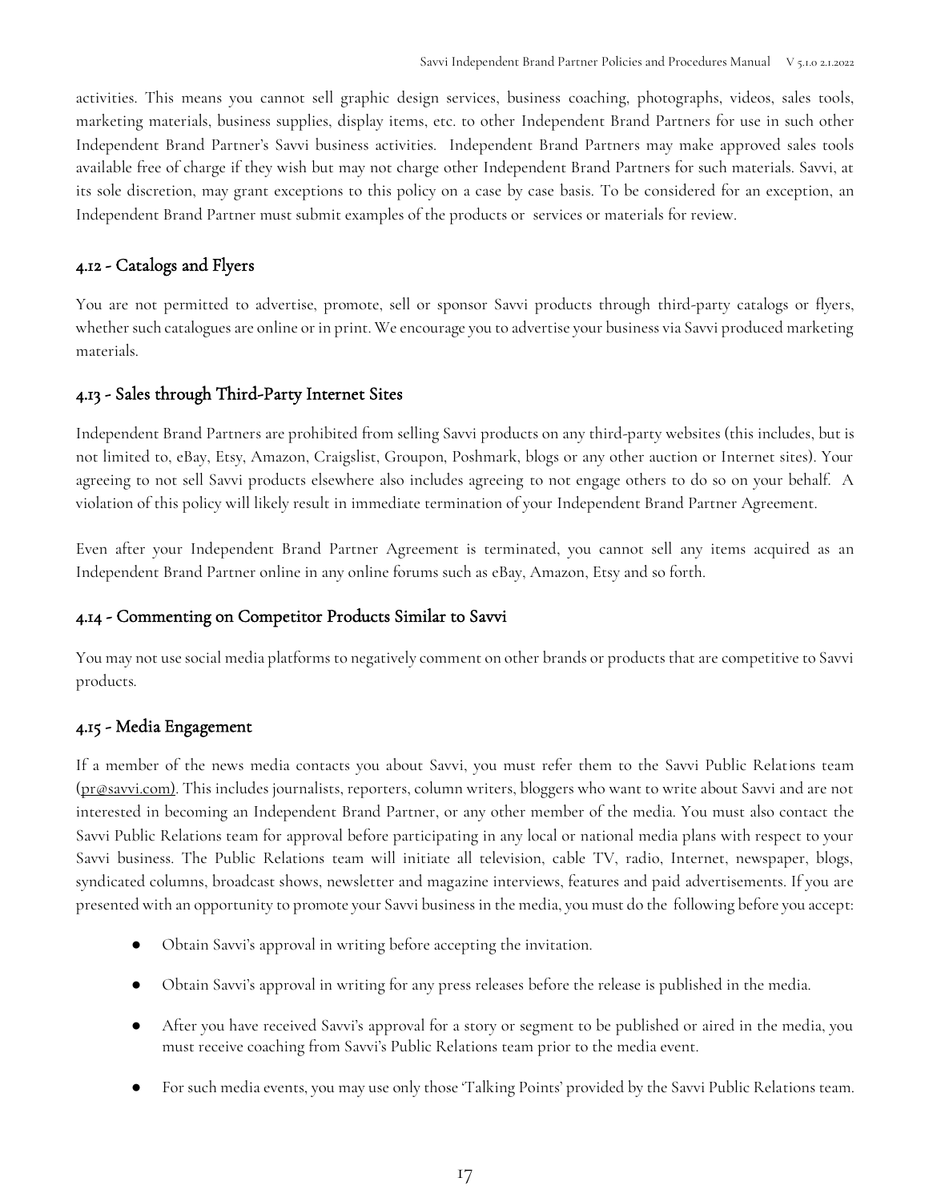activities. This means you cannot sell graphic design services, business coaching, photographs, videos, sales tools, marketing materials, business supplies, display items, etc. to other Independent Brand Partners for use in such other Independent Brand Partner's Savvi business activities. Independent Brand Partners may make approved sales tools available free of charge if they wish but may not charge other Independent Brand Partners for such materials. Savvi, at its sole discretion, may grant exceptions to this policy on a case by case basis. To be considered for an exception, an Independent Brand Partner must submit examples of the products or services or materials for review.

## 4.12 - Catalogs and Flyers

You are not permitted to advertise, promote, sell or sponsor Savvi products through third-party catalogs or flyers, whether such catalogues are online or in print. We encourage you to advertise your business via Savvi produced marketing materials.

## 4.13 - Sales through Third-Party Internet Sites

Independent Brand Partners are prohibited from selling Savvi products on any third-party websites (this includes, but is not limited to, eBay, Etsy, Amazon, Craigslist, Groupon, Poshmark, blogs or any other auction or Internet sites). Your agreeing to not sell Savvi products elsewhere also includes agreeing to not engage others to do so on your behalf. A violation of this policy will likely result in immediate termination of your Independent Brand Partner Agreement.

Even after your Independent Brand Partner Agreement is terminated, you cannot sell any items acquired as an Independent Brand Partner online in any online forums such as eBay, Amazon, Etsy and so forth.

## 4.14 - Commenting on Competitor Products Similar to Savvi

You may not use social media platforms to negatively comment on other brands or products that are competitive to Savvi products.

## 4.15 - Media Engagement

If a member of the news media contacts you about Savvi, you must refer them to the Savvi Public Relations team (pr@savvi.com). This includes journalists, reporters, column writers, bloggers who want to write about Savvi and are not interested in becoming an Independent Brand Partner, or any other member of the media. You must also contact the Savvi Public Relations team for approval before participating in any local or national media plans with respect to your Savvi business. The Public Relations team will initiate all television, cable TV, radio, Internet, newspaper, blogs, syndicated columns, broadcast shows, newsletter and magazine interviews, features and paid advertisements. If you are presented with an opportunity to promote your Savvi business in the media, you must do the following before you accept:

- Obtain Savvi's approval in writing before accepting the invitation.
- Obtain Savvi's approval in writing for any press releases before the release is published in the media.
- After you have received Savvi's approval for a story or segment to be published or aired in the media, you must receive coaching from Savvi's Public Relations team prior to the media event.
- For such media events, you may use only those 'Talking Points' provided by the Savvi Public Relations team.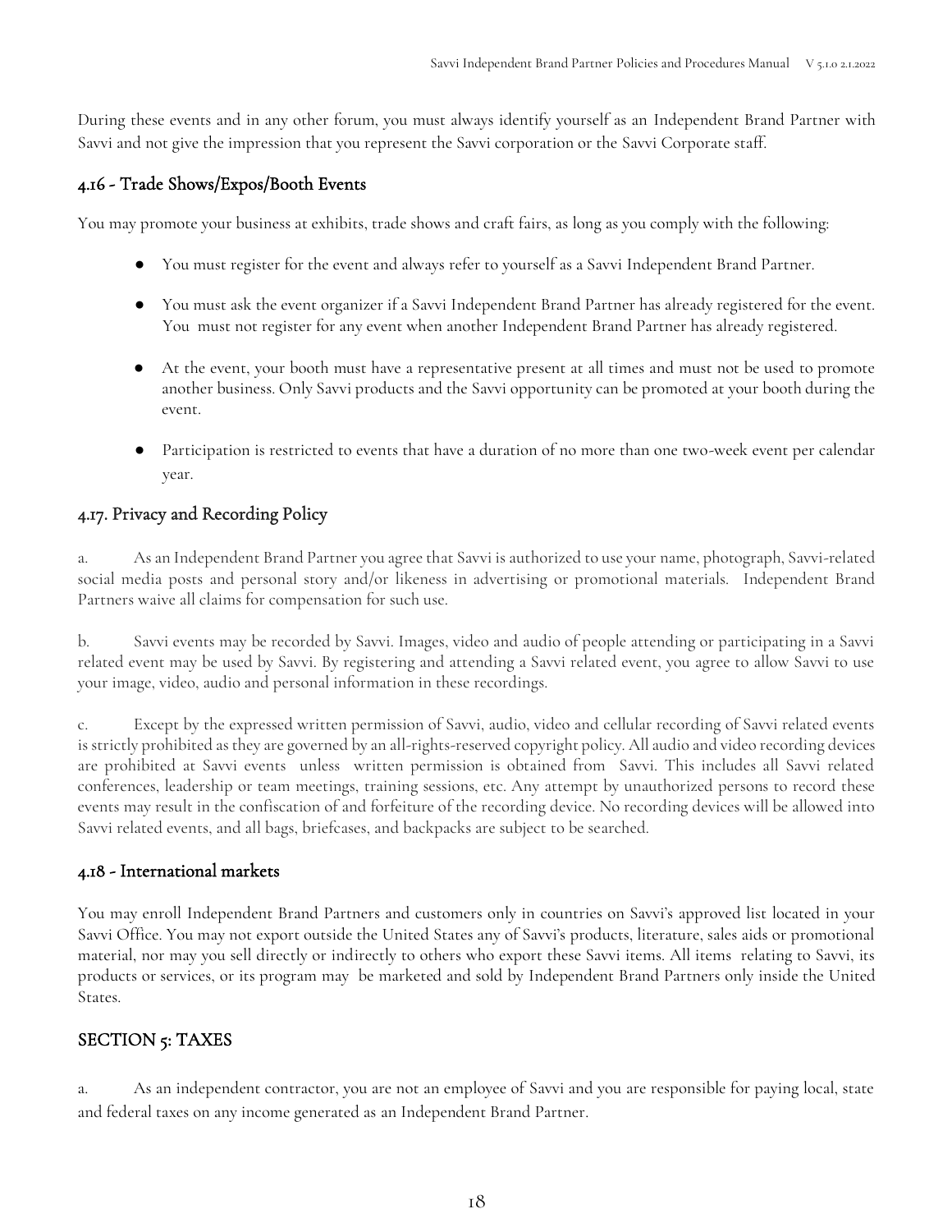During these events and in any other forum, you must always identify yourself as an Independent Brand Partner with Savvi and not give the impression that you represent the Savvi corporation or the Savvi Corporate staff.

## 4.16 - Trade Shows/Expos/Booth Events

You may promote your business at exhibits, trade shows and craft fairs, as long as you comply with the following:

- You must register for the event and always refer to yourself as a Savvi Independent Brand Partner.
- You must ask the event organizer if a Savvi Independent Brand Partner has already registered for the event. You must not register for any event when another Independent Brand Partner has already registered.
- At the event, your booth must have a representative present at all times and must not be used to promote another business. Only Savvi products and the Savvi opportunity can be promoted at your booth during the event.
- Participation is restricted to events that have a duration of no more than one two-week event per calendar year.

## 4.17. Privacy and Recording Policy

a. As an Independent Brand Partner you agree that Savvi is authorized to use your name, photograph, Savvi-related social media posts and personal story and/or likeness in advertising or promotional materials. Independent Brand Partners waive all claims for compensation for such use.

b. Savvi events may be recorded by Savvi. Images, video and audio of people attending or participating in a Savvi related event may be used by Savvi. By registering and attending a Savvi related event, you agree to allow Savvi to use your image, video, audio and personal information in these recordings.

c. Except by the expressed written permission of Savvi, audio, video and cellular recording of Savvi related events is strictly prohibited as they are governed by an all-rights-reserved copyright policy. All audio and video recording devices are prohibited at Savvi events unless written permission is obtained from Savvi. This includes all Savvi related conferences, leadership or team meetings, training sessions, etc. Any attempt by unauthorized persons to record these events may result in the confiscation of and forfeiture of the recording device. No recording devices will be allowed into Savvi related events, and all bags, briefcases, and backpacks are subject to be searched.

## 4.18 - International markets

You may enroll Independent Brand Partners and customers only in countries on Savvi's approved list located in your Savvi Office. You may not export outside the United States any of Savvi's products, literature, sales aids or promotional material, nor may you sell directly or indirectly to others who export these Savvi items. All items relating to Savvi, its products or services, or its program may be marketed and sold by Independent Brand Partners only inside the United States.

# SECTION 5: TAXES

a. As an independent contractor, you are not an employee of Savvi and you are responsible for paying local, state and federal taxes on any income generated as an Independent Brand Partner.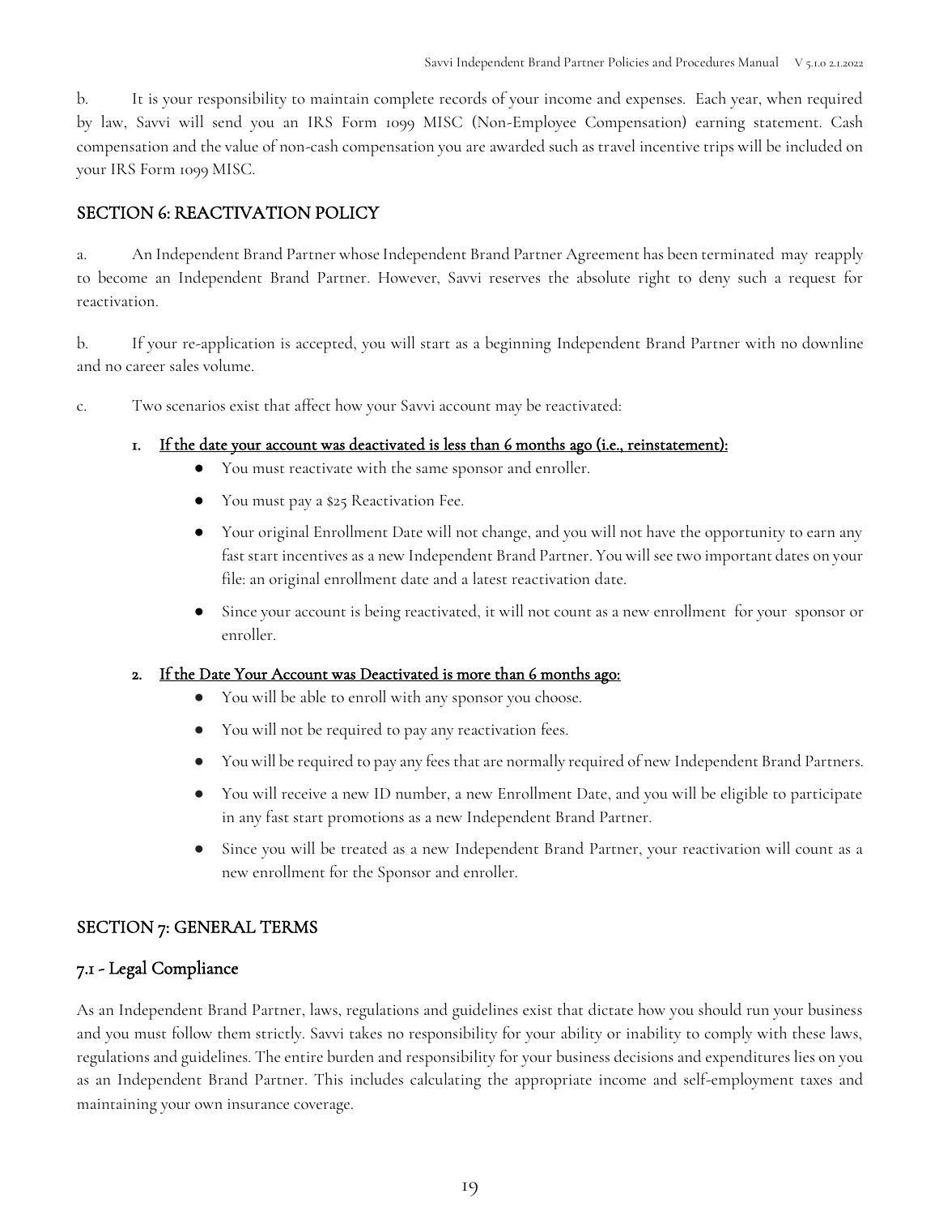b. It is your responsibility to maintain complete records of your income and expenses. Each year, when required by law, Savvi will send you an IRS Form 1099 MISC (Non-Employee Compensation) earning statement. Cash compensation and the value of non-cash compensation you are awarded such as travel incentive trips will be included on your IRS Form 1099 MISC.

## SECTION 6: REACTIVATION POLICY

a. An Independent Brand Partner whose Independent Brand Partner Agreement has been terminated may reapply to become an Independent Brand Partner. However, Savvi reserves the absolute right to deny such a request for reactivation.

b. If your re-application is accepted, you will start as a beginning Independent Brand Partner with no downline and no career sales volume.

c. Two scenarios exist that affect how your Savvi account may be reactivated:

1. **If the date your account was deactivated is less than 6 months ago (i.e., reinstatement):**
   - You must reactivate with the same sponsor and enroller.
   - You must pay a $25 Reactivation Fee.
   - Your original Enrollment Date will not change, and you will not have the opportunity to earn any fast start incentives as a new Independent Brand Partner. You will see two important dates on your file: an original enrollment date and a latest reactivation date.
   - Since your account is being reactivated, it will not count as a new enrollment for your sponsor or enroller.

2. **If the Date Your Account was Deactivated is more than 6 months ago:**
   - You will be able to enroll with any sponsor you choose.
   - You will not be required to pay any reactivation fees.
   - You will be required to pay any fees that are normally required of new Independent Brand Partners.
   - You will receive a new ID number, a new Enrollment Date, and you will be eligible to participate in any fast start promotions as a new Independent Brand Partner.
   - Since you will be treated as a new Independent Brand Partner, your reactivation will count as a new enrollment for the Sponsor and enroller.

## SECTION 7: GENERAL TERMS

### 7.1 - Legal Compliance

As an Independent Brand Partner, laws, regulations and guidelines exist that dictate how you should run your business and you must follow them strictly. Savvi takes no responsibility for your ability or inability to comply with these laws, regulations and guidelines. The entire burden and responsibility for your business decisions and expenditures lies on you as an Independent Brand Partner. This includes calculating the appropriate income and self-employment taxes and maintaining your own insurance coverage.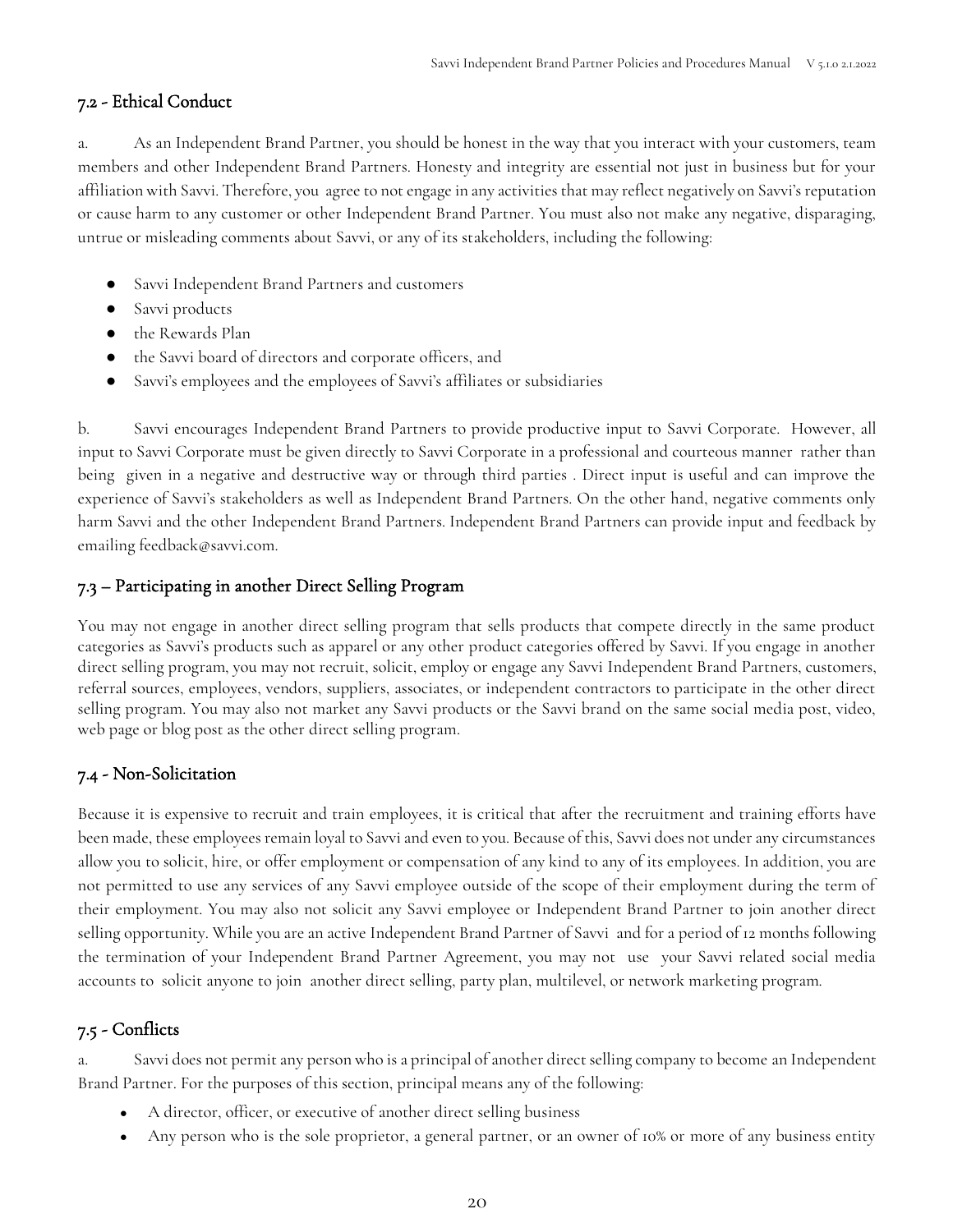## 7.2 - Ethical Conduct

a. As an Independent Brand Partner, you should be honest in the way that you interact with your customers, team members and other Independent Brand Partners. Honesty and integrity are essential not just in business but for your affiliation with Savvi. Therefore, you agree to not engage in any activities that may reflect negatively on Savvi's reputation or cause harm to any customer or other Independent Brand Partner. You must also not make any negative, disparaging, untrue or misleading comments about Savvi, or any of its stakeholders, including the following:

- Savvi Independent Brand Partners and customers
- Savvi products
- the Rewards Plan
- the Savvi board of directors and corporate officers, and
- Savvi's employees and the employees of Savvi's affiliates or subsidiaries

b. Savvi encourages Independent Brand Partners to provide productive input to Savvi Corporate. However, all input to Savvi Corporate must be given directly to Savvi Corporate in a professional and courteous manner rather than being given in a negative and destructive way or through third parties . Direct input is useful and can improve the experience of Savvi's stakeholders as well as Independent Brand Partners. On the other hand, negative comments only harm Savvi and the other Independent Brand Partners. Independent Brand Partners can provide input and feedback by emailing feedback@savvi.com.

## 7.3 – Participating in another Direct Selling Program

You may not engage in another direct selling program that sells products that compete directly in the same product categories as Savvi's products such as apparel or any other product categories offered by Savvi. If you engage in another direct selling program, you may not recruit, solicit, employ or engage any Savvi Independent Brand Partners, customers, referral sources, employees, vendors, suppliers, associates, or independent contractors to participate in the other direct selling program. You may also not market any Savvi products or the Savvi brand on the same social media post, video, web page or blog post as the other direct selling program.

## 7.4 - Non-Solicitation

Because it is expensive to recruit and train employees, it is critical that after the recruitment and training efforts have been made, these employees remain loyal to Savvi and even to you. Because of this, Savvi does not under any circumstances allow you to solicit, hire, or offer employment or compensation of any kind to any of its employees. In addition, you are not permitted to use any services of any Savvi employee outside of the scope of their employment during the term of their employment. You may also not solicit any Savvi employee or Independent Brand Partner to join another direct selling opportunity. While you are an active Independent Brand Partner of Savvi and for a period of 12 months following the termination of your Independent Brand Partner Agreement, you may not use your Savvi related social media accounts to solicit anyone to join another direct selling, party plan, multilevel, or network marketing program.

## 7.5 - Conflicts

a. Savvi does not permit any person who is a principal of another direct selling company to become an Independent Brand Partner. For the purposes of this section, principal means any of the following:

- A director, officer, or executive of another direct selling business
- Any person who is the sole proprietor, a general partner, or an owner of 10% or more of any business entity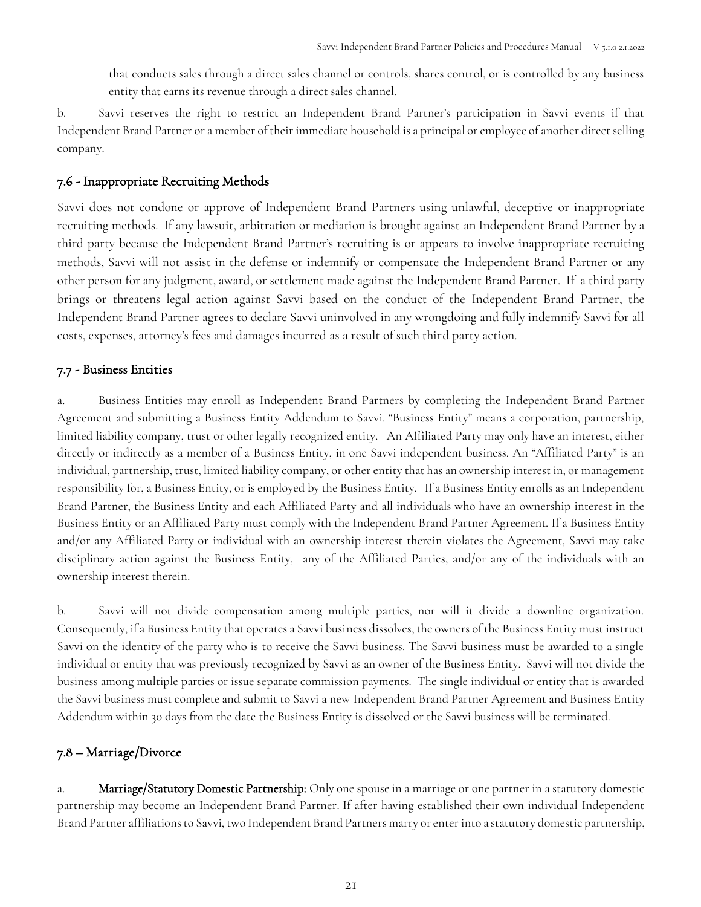that conducts sales through a direct sales channel or controls, shares control, or is controlled by any business entity that earns its revenue through a direct sales channel.

b. Savvi reserves the right to restrict an Independent Brand Partner's participation in Savvi events if that Independent Brand Partner or a member of their immediate household is a principal or employee of another direct selling company.

## 7.6 - Inappropriate Recruiting Methods

Savvi does not condone or approve of Independent Brand Partners using unlawful, deceptive or inappropriate recruiting methods. If any lawsuit, arbitration or mediation is brought against an Independent Brand Partner by a third party because the Independent Brand Partner's recruiting is or appears to involve inappropriate recruiting methods, Savvi will not assist in the defense or indemnify or compensate the Independent Brand Partner or any other person for any judgment, award, or settlement made against the Independent Brand Partner. If a third party brings or threatens legal action against Savvi based on the conduct of the Independent Brand Partner, the Independent Brand Partner agrees to declare Savvi uninvolved in any wrongdoing and fully indemnify Savvi for all costs, expenses, attorney's fees and damages incurred as a result of such third party action.

## 7.7 - Business Entities

a. Business Entities may enroll as Independent Brand Partners by completing the Independent Brand Partner Agreement and submitting a Business Entity Addendum to Savvi. "Business Entity" means a corporation, partnership, limited liability company, trust or other legally recognized entity. An Affiliated Party may only have an interest, either directly or indirectly as a member of a Business Entity, in one Savvi independent business. An "Affiliated Party" is an individual, partnership, trust, limited liability company, or other entity that has an ownership interest in, or management responsibility for, a Business Entity, or is employed by the Business Entity. If a Business Entity enrolls as an Independent Brand Partner, the Business Entity and each Affiliated Party and all individuals who have an ownership interest in the Business Entity or an Affiliated Party must comply with the Independent Brand Partner Agreement. If a Business Entity and/or any Affiliated Party or individual with an ownership interest therein violates the Agreement, Savvi may take disciplinary action against the Business Entity, any of the Affiliated Parties, and/or any of the individuals with an ownership interest therein.

b. Savvi will not divide compensation among multiple parties, nor will it divide a downline organization. Consequently, if a Business Entity that operates a Savvi business dissolves, the owners of the Business Entity must instruct Savvi on the identity of the party who is to receive the Savvi business. The Savvi business must be awarded to a single individual or entity that was previously recognized by Savvi as an owner of the Business Entity. Savvi will not divide the business among multiple parties or issue separate commission payments. The single individual or entity that is awarded the Savvi business must complete and submit to Savvi a new Independent Brand Partner Agreement and Business Entity Addendum within 30 days from the date the Business Entity is dissolved or the Savvi business will be terminated.

## 7.8 – Marriage/Divorce

a. **Marriage/Statutory Domestic Partnership:** Only one spouse in a marriage or one partner in a statutory domestic partnership may become an Independent Brand Partner. If after having established their own individual Independent Brand Partner affiliations to Savvi, two Independent Brand Partners marry or enter into a statutory domestic partnership,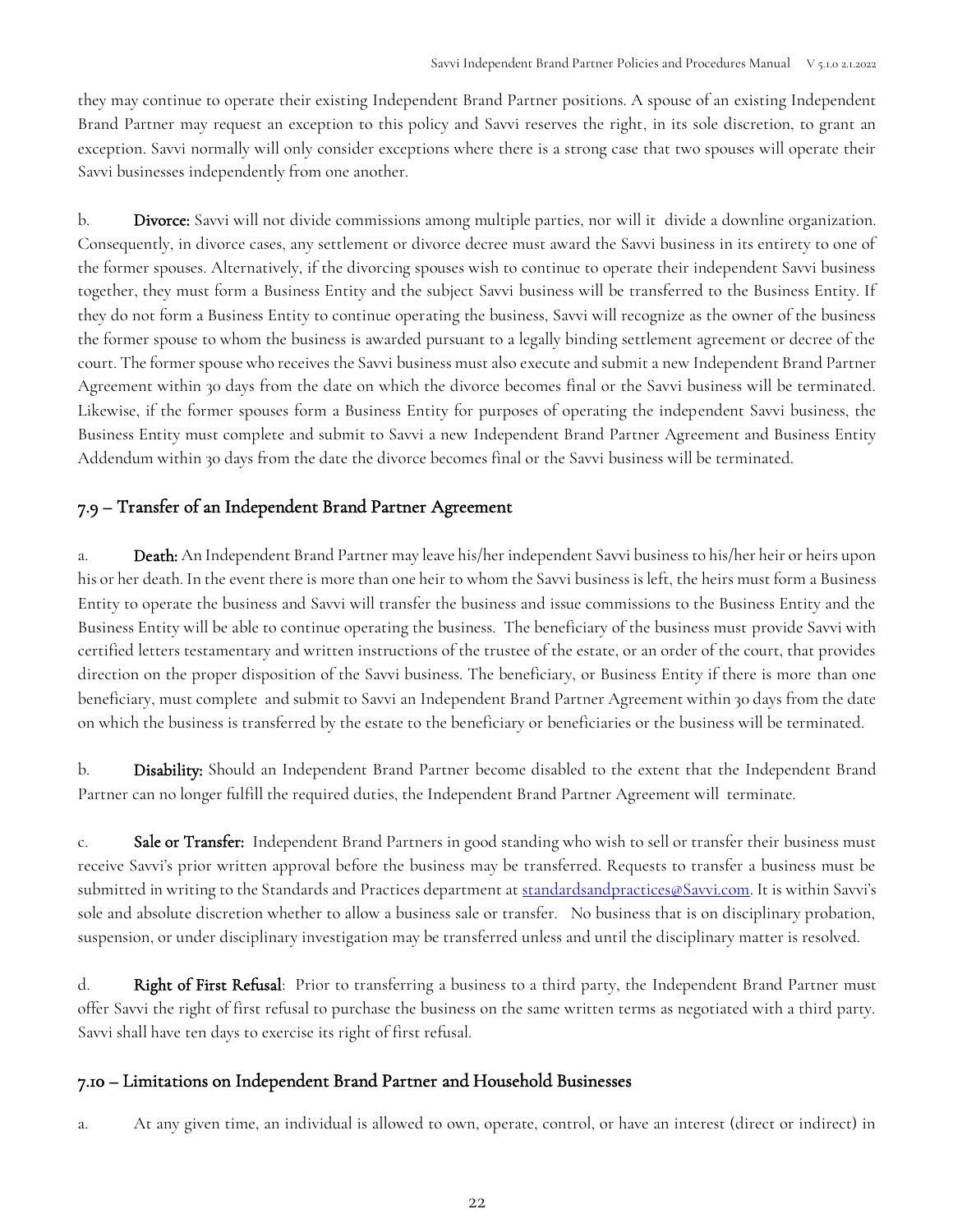they may continue to operate their existing Independent Brand Partner positions. A spouse of an existing Independent Brand Partner may request an exception to this policy and Savvi reserves the right, in its sole discretion, to grant an exception. Savvi normally will only consider exceptions where there is a strong case that two spouses will operate their Savvi businesses independently from one another.

b. **Divorce:** Savvi will not divide commissions among multiple parties, nor will it divide a downline organization. Consequently, in divorce cases, any settlement or divorce decree must award the Savvi business in its entirety to one of the former spouses. Alternatively, if the divorcing spouses wish to continue to operate their independent Savvi business together, they must form a Business Entity and the subject Savvi business will be transferred to the Business Entity. If they do not form a Business Entity to continue operating the business, Savvi will recognize as the owner of the business the former spouse to whom the business is awarded pursuant to a legally binding settlement agreement or decree of the court. The former spouse who receives the Savvi business must also execute and submit a new Independent Brand Partner Agreement within 30 days from the date on which the divorce becomes final or the Savvi business will be terminated. Likewise, if the former spouses form a Business Entity for purposes of operating the independent Savvi business, the Business Entity must complete and submit to Savvi a new Independent Brand Partner Agreement and Business Entity Addendum within 30 days from the date the divorce becomes final or the Savvi business will be terminated.

## 7.9 – Transfer of an Independent Brand Partner Agreement

a. **Death:** An Independent Brand Partner may leave his/her independent Savvi business to his/her heir or heirs upon his or her death. In the event there is more than one heir to whom the Savvi business is left, the heirs must form a Business Entity to operate the business and Savvi will transfer the business and issue commissions to the Business Entity and the Business Entity will be able to continue operating the business. The beneficiary of the business must provide Savvi with certified letters testamentary and written instructions of the trustee of the estate, or an order of the court, that provides direction on the proper disposition of the Savvi business. The beneficiary, or Business Entity if there is more than one beneficiary, must complete and submit to Savvi an Independent Brand Partner Agreement within 30 days from the date on which the business is transferred by the estate to the beneficiary or beneficiaries or the business will be terminated.

b. **Disability:** Should an Independent Brand Partner become disabled to the extent that the Independent Brand Partner can no longer fulfill the required duties, the Independent Brand Partner Agreement will terminate.

c. **Sale or Transfer:** Independent Brand Partners in good standing who wish to sell or transfer their business must receive Savvi's prior written approval before the business may be transferred. Requests to transfer a business must be submitted in writing to the Standards and Practices department at standardsandpractices@Savvi.com. It is within Savvi's sole and absolute discretion whether to allow a business sale or transfer. No business that is on disciplinary probation, suspension, or under disciplinary investigation may be transferred unless and until the disciplinary matter is resolved.

d. **Right of First Refusal**: Prior to transferring a business to a third party, the Independent Brand Partner must offer Savvi the right of first refusal to purchase the business on the same written terms as negotiated with a third party. Savvi shall have ten days to exercise its right of first refusal.

## 7.10 – Limitations on Independent Brand Partner and Household Businesses

a. At any given time, an individual is allowed to own, operate, control, or have an interest (direct or indirect) in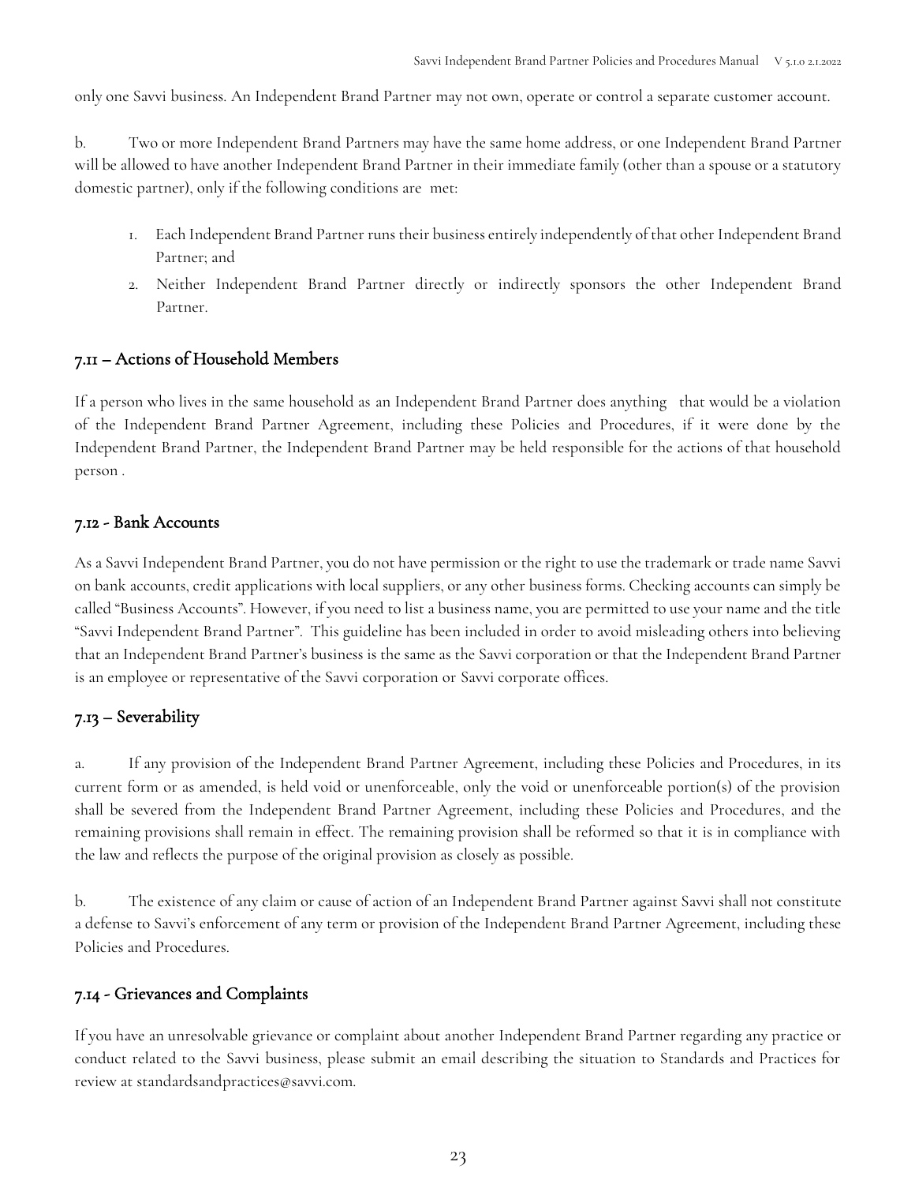only one Savvi business. An Independent Brand Partner may not own, operate or control a separate customer account.

b. Two or more Independent Brand Partners may have the same home address, or one Independent Brand Partner will be allowed to have another Independent Brand Partner in their immediate family (other than a spouse or a statutory domestic partner), only if the following conditions are met:

1. Each Independent Brand Partner runs their business entirely independently of that other Independent Brand Partner; and
2. Neither Independent Brand Partner directly or indirectly sponsors the other Independent Brand Partner.

## 7.11 – Actions of Household Members

If a person who lives in the same household as an Independent Brand Partner does anything that would be a violation of the Independent Brand Partner Agreement, including these Policies and Procedures, if it were done by the Independent Brand Partner, the Independent Brand Partner may be held responsible for the actions of that household person .

## 7.12 - Bank Accounts

As a Savvi Independent Brand Partner, you do not have permission or the right to use the trademark or trade name Savvi on bank accounts, credit applications with local suppliers, or any other business forms. Checking accounts can simply be called "Business Accounts". However, if you need to list a business name, you are permitted to use your name and the title "Savvi Independent Brand Partner". This guideline has been included in order to avoid misleading others into believing that an Independent Brand Partner's business is the same as the Savvi corporation or that the Independent Brand Partner is an employee or representative of the Savvi corporation or Savvi corporate offices.

## 7.13 – Severability

a. If any provision of the Independent Brand Partner Agreement, including these Policies and Procedures, in its current form or as amended, is held void or unenforceable, only the void or unenforceable portion(s) of the provision shall be severed from the Independent Brand Partner Agreement, including these Policies and Procedures, and the remaining provisions shall remain in effect. The remaining provision shall be reformed so that it is in compliance with the law and reflects the purpose of the original provision as closely as possible.

b. The existence of any claim or cause of action of an Independent Brand Partner against Savvi shall not constitute a defense to Savvi's enforcement of any term or provision of the Independent Brand Partner Agreement, including these Policies and Procedures.

## 7.14 - Grievances and Complaints

If you have an unresolvable grievance or complaint about another Independent Brand Partner regarding any practice or conduct related to the Savvi business, please submit an email describing the situation to Standards and Practices for review at standardsandpractices@savvi.com.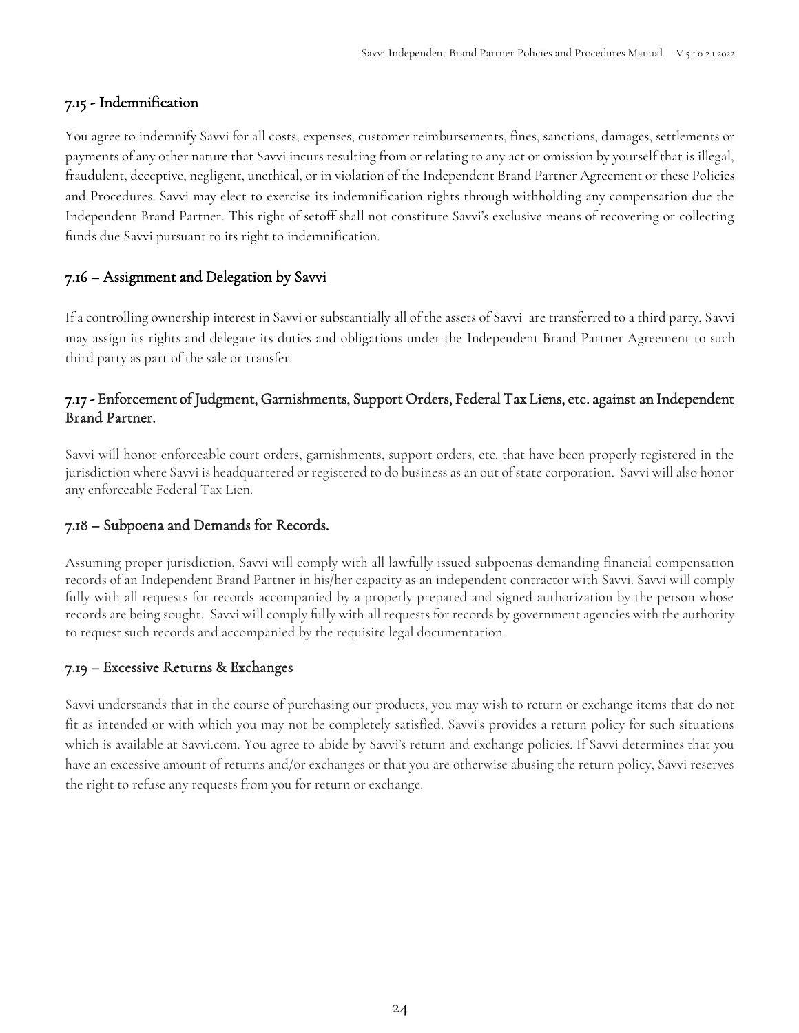## 7.15 - Indemnification

You agree to indemnify Savvi for all costs, expenses, customer reimbursements, fines, sanctions, damages, settlements or payments of any other nature that Savvi incurs resulting from or relating to any act or omission by yourself that is illegal, fraudulent, deceptive, negligent, unethical, or in violation of the Independent Brand Partner Agreement or these Policies and Procedures. Savvi may elect to exercise its indemnification rights through withholding any compensation due the Independent Brand Partner. This right of setoff shall not constitute Savvi's exclusive means of recovering or collecting funds due Savvi pursuant to its right to indemnification.

## 7.16 – Assignment and Delegation by Savvi

If a controlling ownership interest in Savvi or substantially all of the assets of Savvi are transferred to a third party, Savvi may assign its rights and delegate its duties and obligations under the Independent Brand Partner Agreement to such third party as part of the sale or transfer.

## 7.17 - Enforcement of Judgment, Garnishments, Support Orders, Federal Tax Liens, etc. against an Independent Brand Partner.

Savvi will honor enforceable court orders, garnishments, support orders, etc. that have been properly registered in the jurisdiction where Savvi is headquartered or registered to do business as an out of state corporation. Savvi will also honor any enforceable Federal Tax Lien.

## 7.18 – Subpoena and Demands for Records.

Assuming proper jurisdiction, Savvi will comply with all lawfully issued subpoenas demanding financial compensation records of an Independent Brand Partner in his/her capacity as an independent contractor with Savvi. Savvi will comply fully with all requests for records accompanied by a properly prepared and signed authorization by the person whose records are being sought. Savvi will comply fully with all requests for records by government agencies with the authority to request such records and accompanied by the requisite legal documentation.

## 7.19 – Excessive Returns & Exchanges

Savvi understands that in the course of purchasing our products, you may wish to return or exchange items that do not fit as intended or with which you may not be completely satisfied. Savvi's provides a return policy for such situations which is available at Savvi.com. You agree to abide by Savvi's return and exchange policies. If Savvi determines that you have an excessive amount of returns and/or exchanges or that you are otherwise abusing the return policy, Savvi reserves the right to refuse any requests from you for return or exchange.